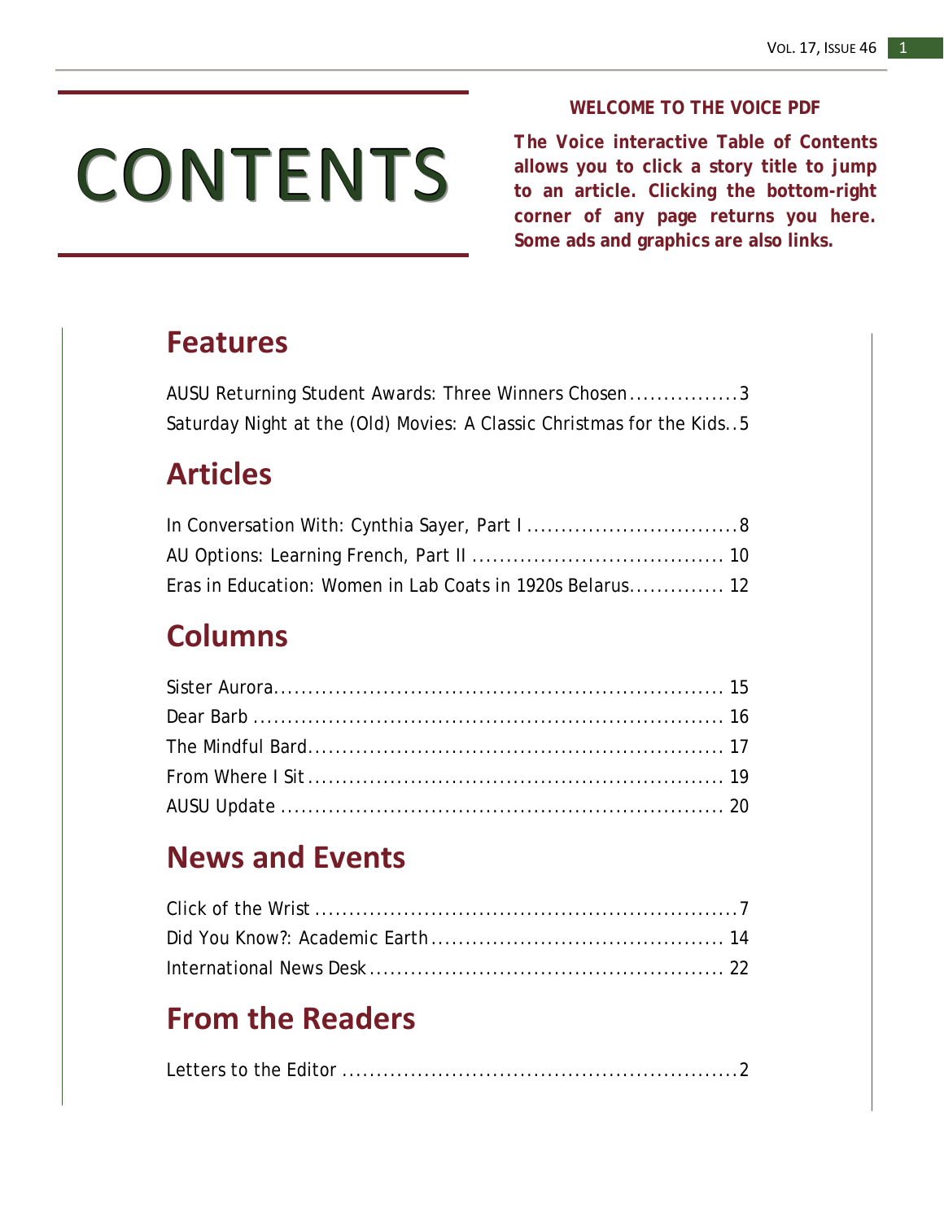# CONTENTS

**WELCOME TO THE VOICE PDF**

**The Voice interactive Table of Contents allows you to click a story title to jump to an article. Clicking the bottom-right corner of any page returns you here. Some ads and graphics are also links.**

## Features

AUSU Returning Student Awards: Three Winners Chosen ................3
Saturday Night at the (Old) Movies: A Classic Christmas for the Kids..5

## Articles

In Conversation With: Cynthia Sayer, Part I ...............................8
AU Options: Learning French, Part II .................................... 10
Eras in Education: Women in Lab Coats in 1920s Belarus.............. 12

## Columns

Sister Aurora................................................................. 15
Dear Barb ..................................................................... 16
The Mindful Bard............................................................ 17
From Where I Sit ............................................................ 19
AUSU Update ................................................................. 20

## News and Events

Click of the Wrist ..............................................................7
Did You Know?: Academic Earth .......................................... 14
International News Desk .................................................... 22

## From the Readers

Letters to the Editor ..........................................................2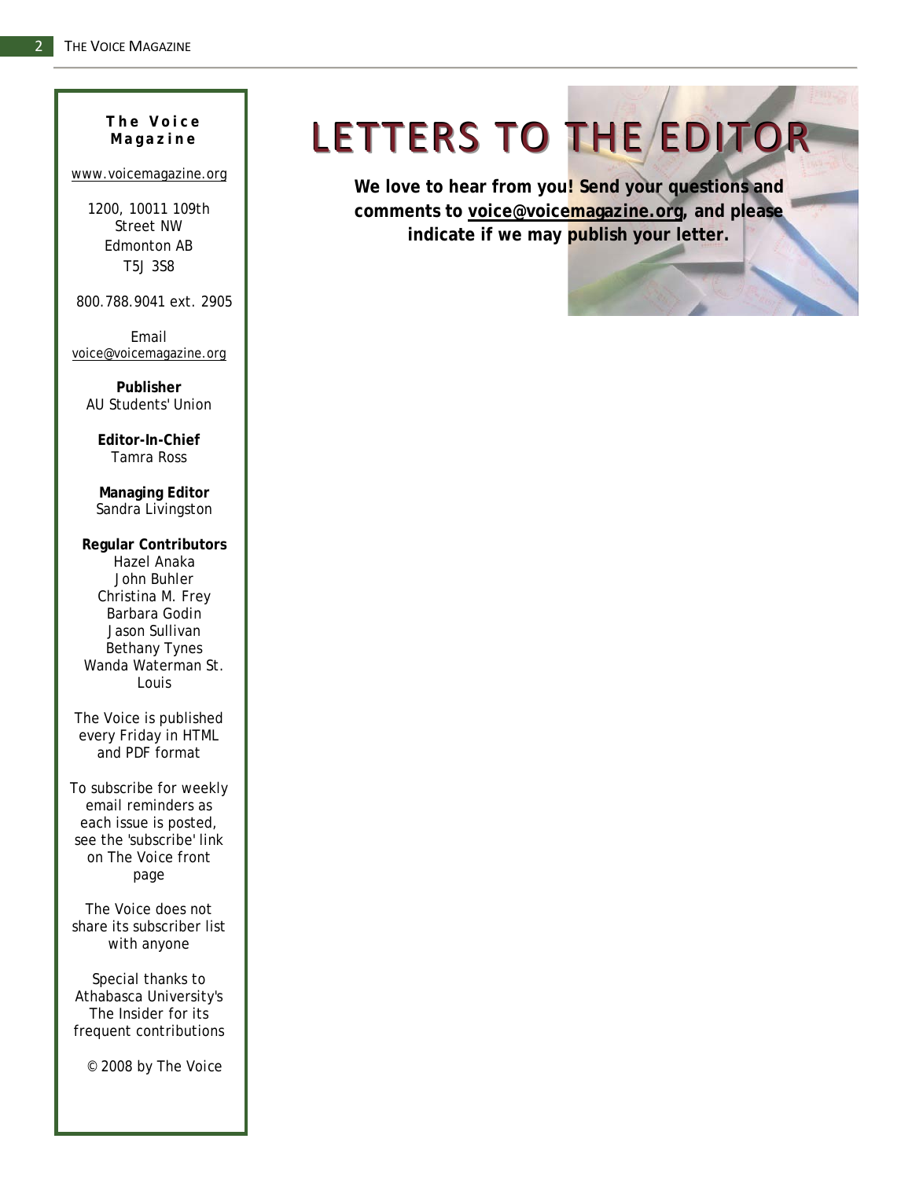**The Voice Magazine**

www.voicemagazine.org

1200, 10011 109th Street NW
Edmonton AB
T5J 3S8

800.788.9041 ext. 2905

Email
voice@voicemagazine.org

**Publisher**
AU Students' Union

**Editor-In-Chief**
Tamra Ross

**Managing Editor**
Sandra Livingston

**Regular Contributors**
Hazel Anaka
John Buhler
Christina M. Frey
Barbara Godin
Jason Sullivan
Bethany Tynes
Wanda Waterman St. Louis

The Voice is published every Friday in HTML and PDF format

To subscribe for weekly email reminders as each issue is posted, see the 'subscribe' link on The Voice front page

The Voice does not share its subscriber list with anyone

Special thanks to Athabasca University's The Insider for its frequent contributions

© 2008 by The Voice

# LETTERS TO THE EDITOR

**We love to hear from you! Send your questions and comments to voice@voicemagazine.org, and please indicate if we may publish your letter.**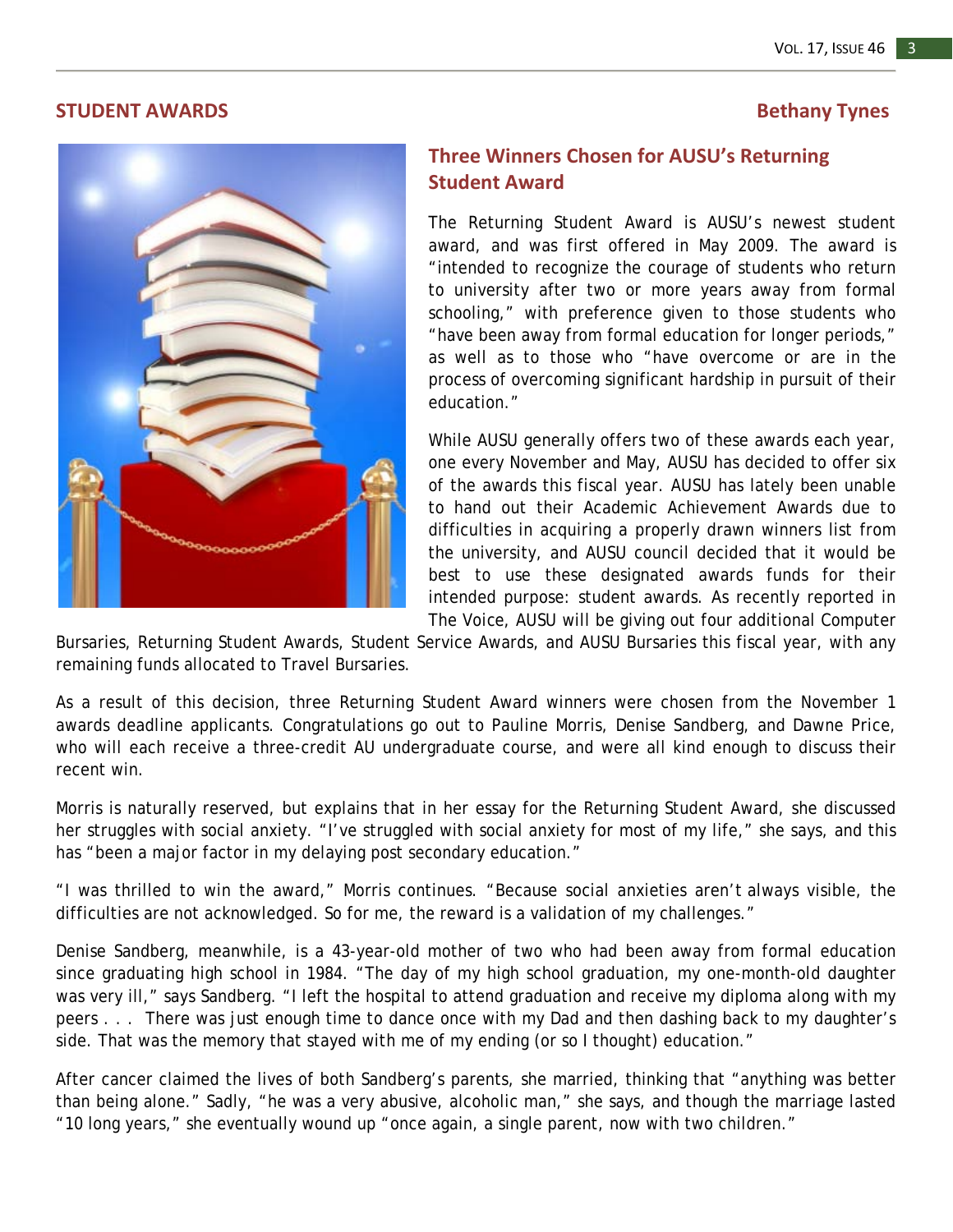## STUDENT AWARDS

**Bethany Tynes**

### Three Winners Chosen for AUSU's Returning Student Award

The Returning Student Award is AUSU's newest student award, and was first offered in May 2009. The award is "intended to recognize the courage of students who return to university after two or more years away from formal schooling," with preference given to those students who "have been away from formal education for longer periods," as well as to those who "have overcome or are in the process of overcoming significant hardship in pursuit of their education."

While AUSU generally offers two of these awards each year, one every November and May, AUSU has decided to offer six of the awards this fiscal year. AUSU has lately been unable to hand out their Academic Achievement Awards due to difficulties in acquiring a properly drawn winners list from the university, and AUSU council decided that it would be best to use these designated awards funds for their intended purpose: student awards. As recently reported in The Voice, AUSU will be giving out four additional Computer Bursaries, Returning Student Awards, Student Service Awards, and AUSU Bursaries this fiscal year, with any remaining funds allocated to Travel Bursaries.

As a result of this decision, three Returning Student Award winners were chosen from the November 1 awards deadline applicants. Congratulations go out to Pauline Morris, Denise Sandberg, and Dawne Price, who will each receive a three-credit AU undergraduate course, and were all kind enough to discuss their recent win.

Morris is naturally reserved, but explains that in her essay for the Returning Student Award, she discussed her struggles with social anxiety. "I've struggled with social anxiety for most of my life," she says, and this has "been a major factor in my delaying post secondary education."

"I was thrilled to win the award," Morris continues. "Because social anxieties aren't always visible, the difficulties are not acknowledged. So for me, the reward is a validation of my challenges."

Denise Sandberg, meanwhile, is a 43-year-old mother of two who had been away from formal education since graduating high school in 1984. "The day of my high school graduation, my one-month-old daughter was very ill," says Sandberg. "I left the hospital to attend graduation and receive my diploma along with my peers . . . There was just enough time to dance once with my Dad and then dashing back to my daughter's side. That was the memory that stayed with me of my ending (or so I thought) education."

After cancer claimed the lives of both Sandberg's parents, she married, thinking that "anything was better than being alone." Sadly, "he was a very abusive, alcoholic man," she says, and though the marriage lasted "10 long years," she eventually wound up "once again, a single parent, now with two children."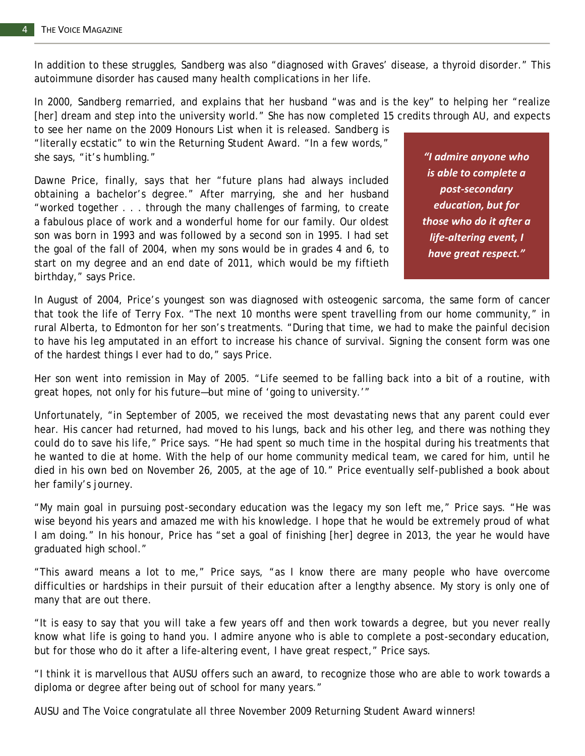In addition to these struggles, Sandberg was also "diagnosed with Graves' disease, a thyroid disorder." This autoimmune disorder has caused many health complications in her life.

In 2000, Sandberg remarried, and explains that her husband "was and is the key" to helping her "realize [her] dream and step into the university world." She has now completed 15 credits through AU, and expects to see her name on the 2009 Honours List when it is released. Sandberg is "literally ecstatic" to win the Returning Student Award. "In a few words," she says, "it's humbling."

Dawne Price, finally, says that her "future plans had always included obtaining a bachelor's degree." After marrying, she and her husband "worked together . . . through the many challenges of farming, to create a fabulous place of work and a wonderful home for our family. Our oldest son was born in 1993 and was followed by a second son in 1995. I had set the goal of the fall of 2004, when my sons would be in grades 4 and 6, to start on my degree and an end date of 2011, which would be my fiftieth birthday," says Price.

> ***"I admire anyone who is able to complete a post-secondary education, but for those who do it after a life-altering event, I have great respect."***

In August of 2004, Price's youngest son was diagnosed with osteogenic sarcoma, the same form of cancer that took the life of Terry Fox. "The next 10 months were spent travelling from our home community," in rural Alberta, to Edmonton for her son's treatments. "During that time, we had to make the painful decision to have his leg amputated in an effort to increase his chance of survival. Signing the consent form was one of the hardest things I ever had to do," says Price.

Her son went into remission in May of 2005. "Life seemed to be falling back into a bit of a routine, with great hopes, not only for his future—but mine of 'going to university.'"

Unfortunately, "in September of 2005, we received the most devastating news that any parent could ever hear. His cancer had returned, had moved to his lungs, back and his other leg, and there was nothing they could do to save his life," Price says. "He had spent so much time in the hospital during his treatments that he wanted to die at home. With the help of our home community medical team, we cared for him, until he died in his own bed on November 26, 2005, at the age of 10." Price eventually self-published a book about her family's journey.

"My main goal in pursuing post-secondary education was the legacy my son left me," Price says. "He was wise beyond his years and amazed me with his knowledge. I hope that he would be extremely proud of what I am doing." In his honour, Price has "set a goal of finishing [her] degree in 2013, the year he would have graduated high school."

"This award means a lot to me," Price says, "as I know there are many people who have overcome difficulties or hardships in their pursuit of their education after a lengthy absence. My story is only one of many that are out there.

"It is easy to say that you will take a few years off and then work towards a degree, but you never really know what life is going to hand you. I admire anyone who is able to complete a post-secondary education, but for those who do it after a life-altering event, I have great respect," Price says.

"I think it is marvellous that AUSU offers such an award, to recognize those who are able to work towards a diploma or degree after being out of school for many years."

AUSU and The Voice congratulate all three November 2009 Returning Student Award winners!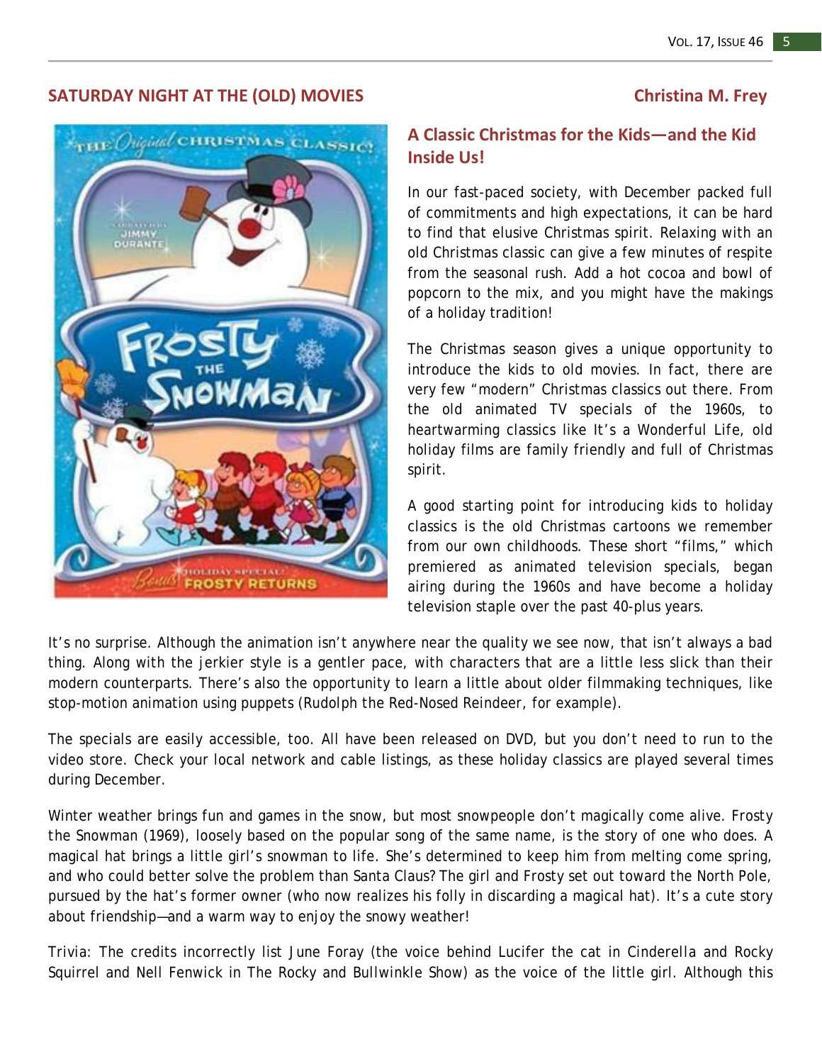## SATURDAY NIGHT AT THE (OLD) MOVIES

**Christina M. Frey**

### A Classic Christmas for the Kids—and the Kid Inside Us!

In our fast-paced society, with December packed full of commitments and high expectations, it can be hard to find that elusive Christmas spirit. Relaxing with an old Christmas classic can give a few minutes of respite from the seasonal rush. Add a hot cocoa and bowl of popcorn to the mix, and you might have the makings of a holiday tradition!

The Christmas season gives a unique opportunity to introduce the kids to old movies. In fact, there are very few "modern" Christmas classics out there. From the old animated TV specials of the 1960s, to heartwarming classics like It's a Wonderful Life, old holiday films are family friendly and full of Christmas spirit.

A good starting point for introducing kids to holiday classics is the old Christmas cartoons we remember from our own childhoods. These short "films," which premiered as animated television specials, began airing during the 1960s and have become a holiday television staple over the past 40-plus years.

It's no surprise. Although the animation isn't anywhere near the quality we see now, that isn't always a bad thing. Along with the jerkier style is a gentler pace, with characters that are a little less slick than their modern counterparts. There's also the opportunity to learn a little about older filmmaking techniques, like stop-motion animation using puppets (Rudolph the Red-Nosed Reindeer, for example).

The specials are easily accessible, too. All have been released on DVD, but you don't need to run to the video store. Check your local network and cable listings, as these holiday classics are played several times during December.

Winter weather brings fun and games in the snow, but most snowpeople don't magically come alive. Frosty the Snowman (1969), loosely based on the popular song of the same name, is the story of one who does. A magical hat brings a little girl's snowman to life. She's determined to keep him from melting come spring, and who could better solve the problem than Santa Claus? The girl and Frosty set out toward the North Pole, pursued by the hat's former owner (who now realizes his folly in discarding a magical hat). It's a cute story about friendship—and a warm way to enjoy the snowy weather!

Trivia: The credits incorrectly list June Foray (the voice behind Lucifer the cat in Cinderella and Rocky Squirrel and Nell Fenwick in The Rocky and Bullwinkle Show) as the voice of the little girl. Although this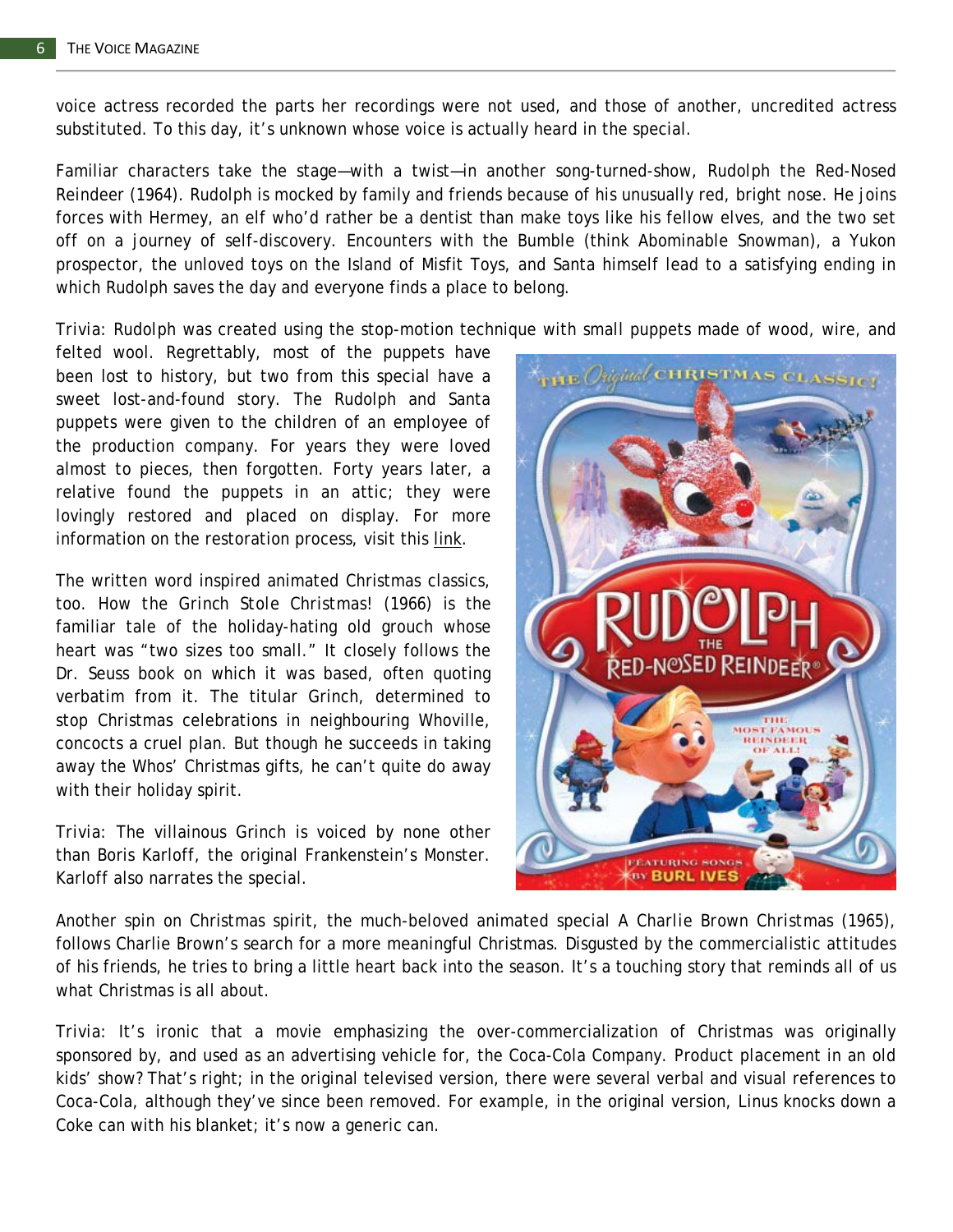voice actress recorded the parts her recordings were not used, and those of another, uncredited actress substituted. To this day, it's unknown whose voice is actually heard in the special.

Familiar characters take the stage—with a twist—in another song-turned-show, Rudolph the Red-Nosed Reindeer (1964). Rudolph is mocked by family and friends because of his unusually red, bright nose. He joins forces with Hermey, an elf who'd rather be a dentist than make toys like his fellow elves, and the two set off on a journey of self-discovery. Encounters with the Bumble (think Abominable Snowman), a Yukon prospector, the unloved toys on the Island of Misfit Toys, and Santa himself lead to a satisfying ending in which Rudolph saves the day and everyone finds a place to belong.

Trivia: Rudolph was created using the stop-motion technique with small puppets made of wood, wire, and felted wool. Regrettably, most of the puppets have been lost to history, but two from this special have a sweet lost-and-found story. The Rudolph and Santa puppets were given to the children of an employee of the production company. For years they were loved almost to pieces, then forgotten. Forty years later, a relative found the puppets in an attic; they were lovingly restored and placed on display. For more information on the restoration process, visit this link.

The written word inspired animated Christmas classics, too. How the Grinch Stole Christmas! (1966) is the familiar tale of the holiday-hating old grouch whose heart was "two sizes too small." It closely follows the Dr. Seuss book on which it was based, often quoting verbatim from it. The titular Grinch, determined to stop Christmas celebrations in neighbouring Whoville, concocts a cruel plan. But though he succeeds in taking away the Whos' Christmas gifts, he can't quite do away with their holiday spirit.

Trivia: The villainous Grinch is voiced by none other than Boris Karloff, the original Frankenstein's Monster. Karloff also narrates the special.

Another spin on Christmas spirit, the much-beloved animated special A Charlie Brown Christmas (1965), follows Charlie Brown's search for a more meaningful Christmas. Disgusted by the commercialistic attitudes of his friends, he tries to bring a little heart back into the season. It's a touching story that reminds all of us what Christmas is all about.

Trivia: It's ironic that a movie emphasizing the over-commercialization of Christmas was originally sponsored by, and used as an advertising vehicle for, the Coca-Cola Company. Product placement in an old kids' show? That's right; in the original televised version, there were several verbal and visual references to Coca-Cola, although they've since been removed. For example, in the original version, Linus knocks down a Coke can with his blanket; it's now a generic can.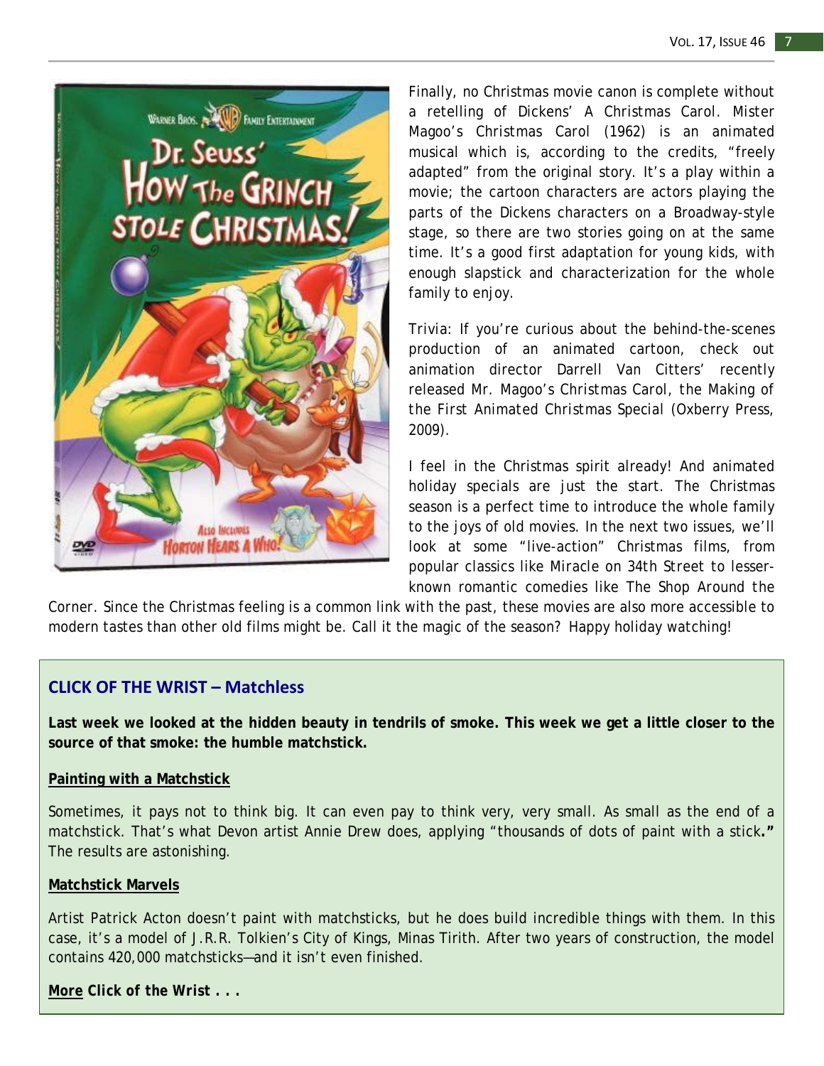Finally, no Christmas movie canon is complete without a retelling of Dickens' A Christmas Carol. Mister Magoo's Christmas Carol (1962) is an animated musical which is, according to the credits, "freely adapted" from the original story. It's a play within a movie; the cartoon characters are actors playing the parts of the Dickens characters on a Broadway-style stage, so there are two stories going on at the same time. It's a good first adaptation for young kids, with enough slapstick and characterization for the whole family to enjoy.

Trivia: If you're curious about the behind-the-scenes production of an animated cartoon, check out animation director Darrell Van Citters' recently released Mr. Magoo's Christmas Carol, the Making of the First Animated Christmas Special (Oxberry Press, 2009).

I feel in the Christmas spirit already! And animated holiday specials are just the start. The Christmas season is a perfect time to introduce the whole family to the joys of old movies. In the next two issues, we'll look at some "live-action" Christmas films, from popular classics like Miracle on 34th Street to lesser-known romantic comedies like The Shop Around the Corner. Since the Christmas feeling is a common link with the past, these movies are also more accessible to modern tastes than other old films might be. Call it the magic of the season? Happy holiday watching!

## CLICK OF THE WRIST – Matchless

**Last week we looked at the hidden beauty in tendrils of smoke. This week we get a little closer to the source of that smoke: the humble matchstick.**

### Painting with a Matchstick

Sometimes, it pays not to think big. It can even pay to think very, very small. As small as the end of a matchstick. That's what Devon artist Annie Drew does, applying "thousands of dots of paint with a stick**."** The results are astonishing.

### Matchstick Marvels

Artist Patrick Acton doesn't paint with matchsticks, but he does build incredible things with them. In this case, it's a model of J.R.R. Tolkien's City of Kings, Minas Tirith. After two years of construction, the model contains 420,000 matchsticks—and it isn't even finished.

**More Click of the Wrist . . .**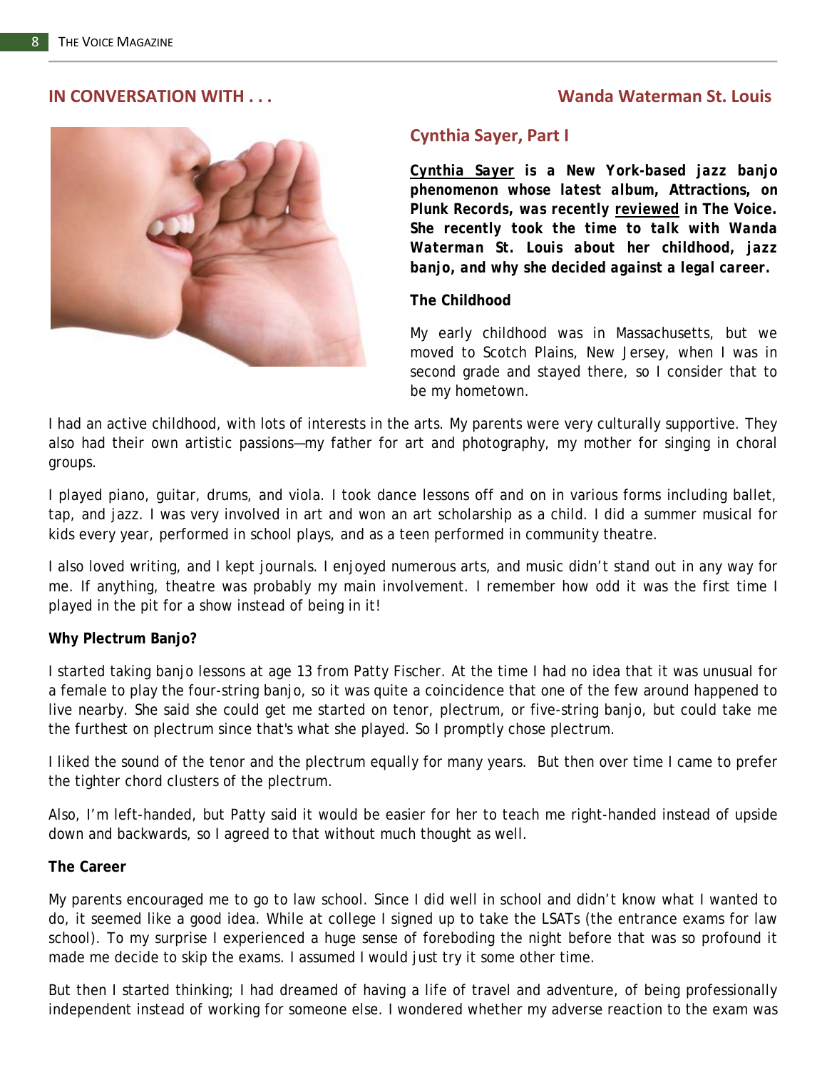## IN CONVERSATION WITH . . . Wanda Waterman St. Louis

### Cynthia Sayer, Part I

***Cynthia Sayer is a New York-based jazz banjo phenomenon whose latest album, Attractions, on Plunk Records, was recently reviewed in The Voice. She recently took the time to talk with Wanda Waterman St. Louis about her childhood, jazz banjo, and why she decided against a legal career.***

**The Childhood**

My early childhood was in Massachusetts, but we moved to Scotch Plains, New Jersey, when I was in second grade and stayed there, so I consider that to be my hometown.

I had an active childhood, with lots of interests in the arts. My parents were very culturally supportive. They also had their own artistic passions—my father for art and photography, my mother for singing in choral groups.

I played piano, guitar, drums, and viola. I took dance lessons off and on in various forms including ballet, tap, and jazz. I was very involved in art and won an art scholarship as a child. I did a summer musical for kids every year, performed in school plays, and as a teen performed in community theatre.

I also loved writing, and I kept journals. I enjoyed numerous arts, and music didn't stand out in any way for me. If anything, theatre was probably my main involvement. I remember how odd it was the first time I played in the pit for a show instead of being in it!

**Why Plectrum Banjo?**

I started taking banjo lessons at age 13 from Patty Fischer. At the time I had no idea that it was unusual for a female to play the four-string banjo, so it was quite a coincidence that one of the few around happened to live nearby. She said she could get me started on tenor, plectrum, or five-string banjo, but could take me the furthest on plectrum since that's what she played. So I promptly chose plectrum.

I liked the sound of the tenor and the plectrum equally for many years. But then over time I came to prefer the tighter chord clusters of the plectrum.

Also, I'm left-handed, but Patty said it would be easier for her to teach me right-handed instead of upside down and backwards, so I agreed to that without much thought as well.

**The Career**

My parents encouraged me to go to law school. Since I did well in school and didn't know what I wanted to do, it seemed like a good idea. While at college I signed up to take the LSATs (the entrance exams for law school). To my surprise I experienced a huge sense of foreboding the night before that was so profound it made me decide to skip the exams. I assumed I would just try it some other time.

But then I started thinking; I had dreamed of having a life of travel and adventure, of being professionally independent instead of working for someone else. I wondered whether my adverse reaction to the exam was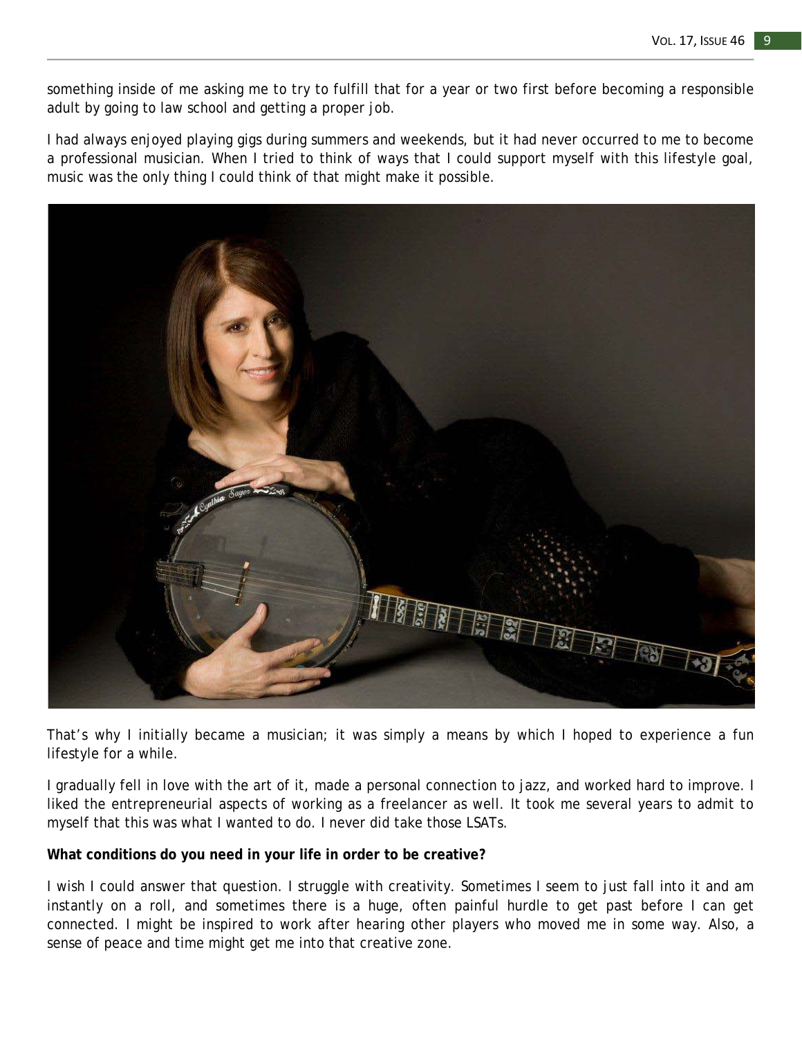something inside of me asking me to try to fulfill that for a year or two first before becoming a responsible adult by going to law school and getting a proper job.

I had always enjoyed playing gigs during summers and weekends, but it had never occurred to me to become a professional musician. When I tried to think of ways that I could support myself with this lifestyle goal, music was the only thing I could think of that might make it possible.

That's why I initially became a musician; it was simply a means by which I hoped to experience a fun lifestyle for a while.

I gradually fell in love with the art of it, made a personal connection to jazz, and worked hard to improve. I liked the entrepreneurial aspects of working as a freelancer as well. It took me several years to admit to myself that this was what I wanted to do. I never did take those LSATs.

**What conditions do you need in your life in order to be creative?**

I wish I could answer that question. I struggle with creativity. Sometimes I seem to just fall into it and am instantly on a roll, and sometimes there is a huge, often painful hurdle to get past before I can get connected. I might be inspired to work after hearing other players who moved me in some way. Also, a sense of peace and time might get me into that creative zone.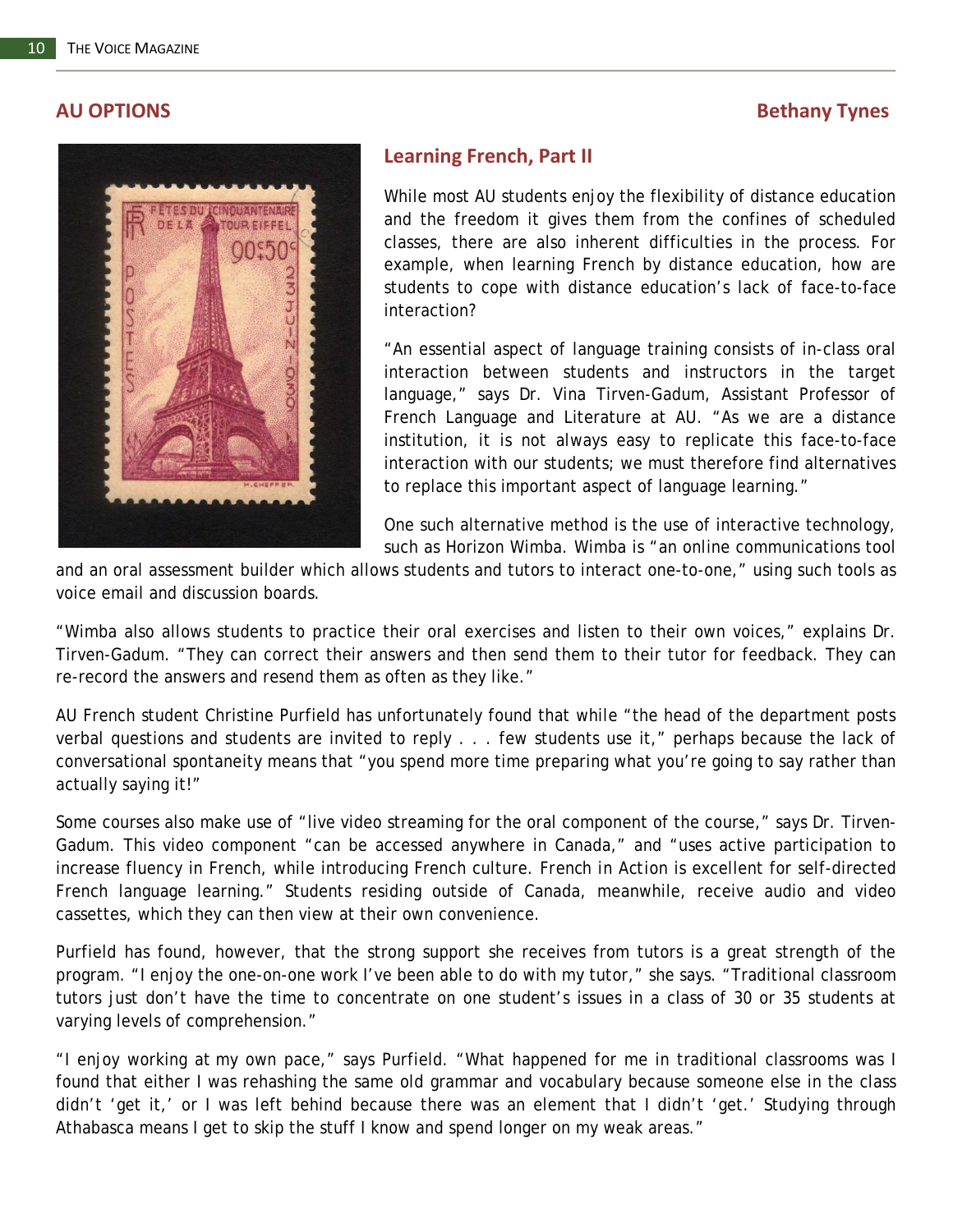## AU OPTIONS

**Bethany Tynes**

### Learning French, Part II

While most AU students enjoy the flexibility of distance education and the freedom it gives them from the confines of scheduled classes, there are also inherent difficulties in the process. For example, when learning French by distance education, how are students to cope with distance education's lack of face-to-face interaction?

"An essential aspect of language training consists of in-class oral interaction between students and instructors in the target language," says Dr. Vina Tirven-Gadum, Assistant Professor of French Language and Literature at AU. "As we are a distance institution, it is not always easy to replicate this face-to-face interaction with our students; we must therefore find alternatives to replace this important aspect of language learning."

One such alternative method is the use of interactive technology, such as Horizon Wimba. Wimba is "an online communications tool and an oral assessment builder which allows students and tutors to interact one-to-one," using such tools as voice email and discussion boards.

"Wimba also allows students to practice their oral exercises and listen to their own voices," explains Dr. Tirven-Gadum. "They can correct their answers and then send them to their tutor for feedback. They can re-record the answers and resend them as often as they like."

AU French student Christine Purfield has unfortunately found that while "the head of the department posts verbal questions and students are invited to reply . . . few students use it," perhaps because the lack of conversational spontaneity means that "you spend more time preparing what you're going to say rather than actually saying it!"

Some courses also make use of "live video streaming for the oral component of the course," says Dr. Tirven-Gadum. This video component "can be accessed anywhere in Canada," and "uses active participation to increase fluency in French, while introducing French culture. French in Action is excellent for self-directed French language learning." Students residing outside of Canada, meanwhile, receive audio and video cassettes, which they can then view at their own convenience.

Purfield has found, however, that the strong support she receives from tutors is a great strength of the program. "I enjoy the one-on-one work I've been able to do with my tutor," she says. "Traditional classroom tutors just don't have the time to concentrate on one student's issues in a class of 30 or 35 students at varying levels of comprehension."

"I enjoy working at my own pace," says Purfield. "What happened for me in traditional classrooms was I found that either I was rehashing the same old grammar and vocabulary because someone else in the class didn't 'get it,' or I was left behind because there was an element that I didn't 'get.' Studying through Athabasca means I get to skip the stuff I know and spend longer on my weak areas."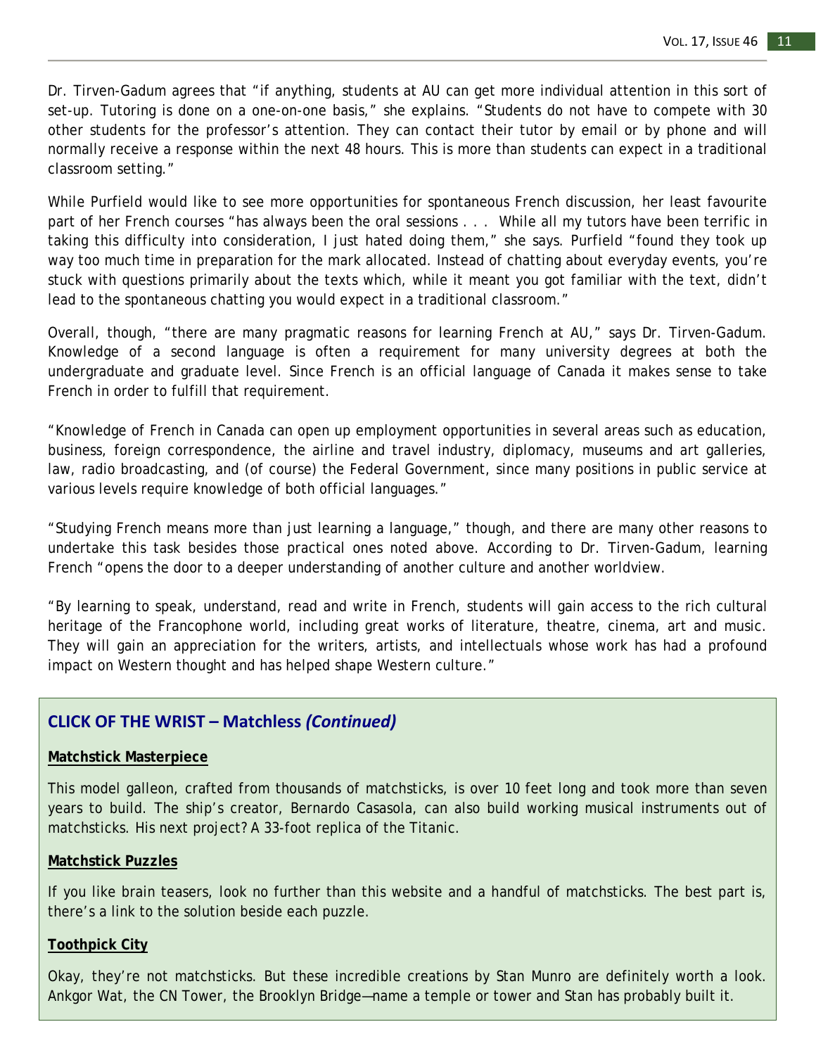Dr. Tirven-Gadum agrees that "if anything, students at AU can get more individual attention in this sort of set-up. Tutoring is done on a one-on-one basis," she explains. "Students do not have to compete with 30 other students for the professor's attention. They can contact their tutor by email or by phone and will normally receive a response within the next 48 hours. This is more than students can expect in a traditional classroom setting."

While Purfield would like to see more opportunities for spontaneous French discussion, her least favourite part of her French courses "has always been the oral sessions . . . While all my tutors have been terrific in taking this difficulty into consideration, I just hated doing them," she says. Purfield "found they took up way too much time in preparation for the mark allocated. Instead of chatting about everyday events, you're stuck with questions primarily about the texts which, while it meant you got familiar with the text, didn't lead to the spontaneous chatting you would expect in a traditional classroom."

Overall, though, "there are many pragmatic reasons for learning French at AU," says Dr. Tirven-Gadum. Knowledge of a second language is often a requirement for many university degrees at both the undergraduate and graduate level. Since French is an official language of Canada it makes sense to take French in order to fulfill that requirement.

"Knowledge of French in Canada can open up employment opportunities in several areas such as education, business, foreign correspondence, the airline and travel industry, diplomacy, museums and art galleries, law, radio broadcasting, and (of course) the Federal Government, since many positions in public service at various levels require knowledge of both official languages."

"Studying French means more than just learning a language," though, and there are many other reasons to undertake this task besides those practical ones noted above. According to Dr. Tirven-Gadum, learning French "opens the door to a deeper understanding of another culture and another worldview.

"By learning to speak, understand, read and write in French, students will gain access to the rich cultural heritage of the Francophone world, including great works of literature, theatre, cinema, art and music. They will gain an appreciation for the writers, artists, and intellectuals whose work has had a profound impact on Western thought and has helped shape Western culture."

## CLICK OF THE WRIST – Matchless *(Continued)*

**Matchstick Masterpiece**

This model galleon, crafted from thousands of matchsticks, is over 10 feet long and took more than seven years to build. The ship's creator, Bernardo Casasola, can also build working musical instruments out of matchsticks. His next project? A 33-foot replica of the Titanic.

**Matchstick Puzzles**

If you like brain teasers, look no further than this website and a handful of matchsticks. The best part is, there's a link to the solution beside each puzzle.

**Toothpick City**

Okay, they're not matchsticks. But these incredible creations by Stan Munro are definitely worth a look. Ankgor Wat, the CN Tower, the Brooklyn Bridge—name a temple or tower and Stan has probably built it.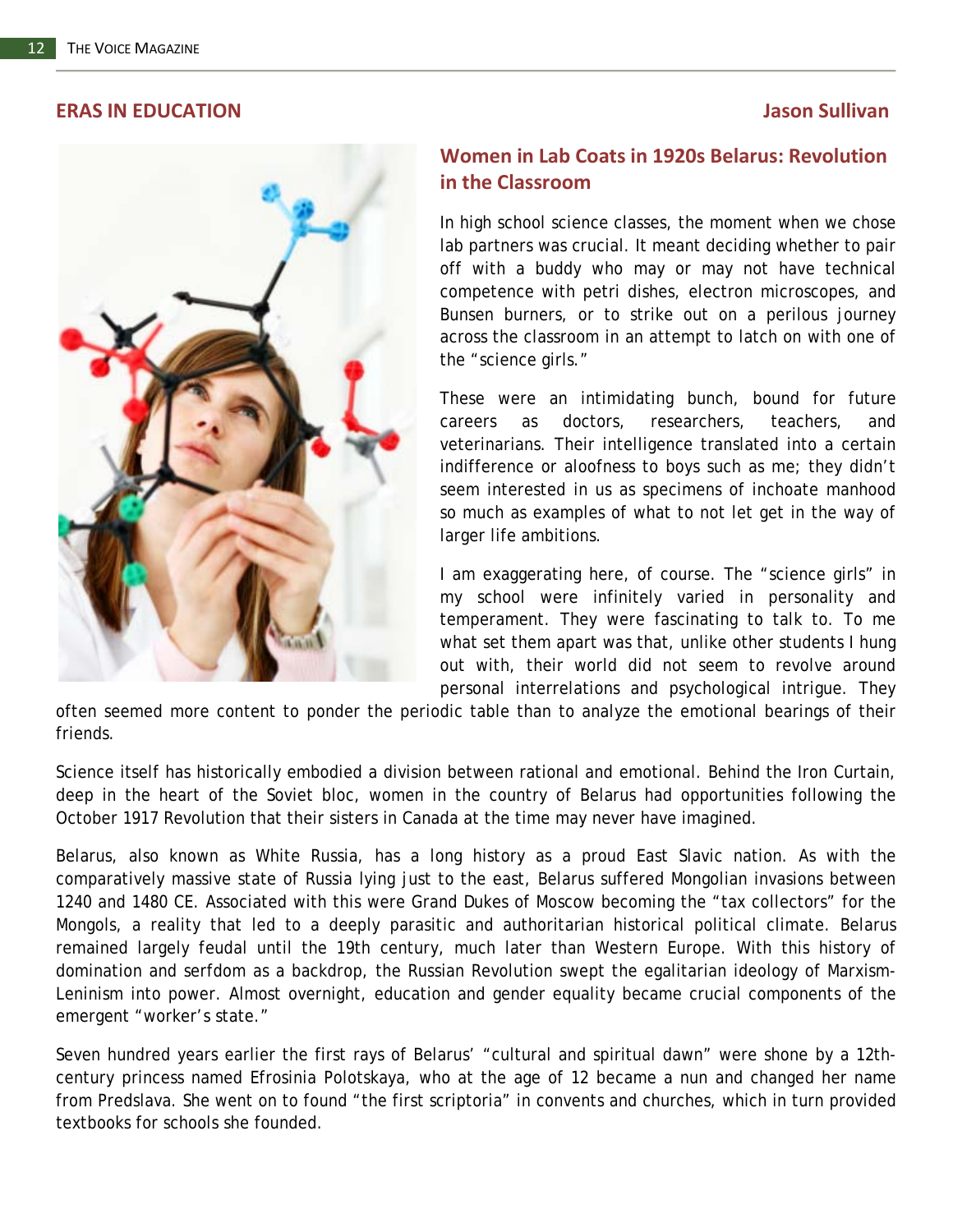**ERAS IN EDUCATION** **Jason Sullivan**

## Women in Lab Coats in 1920s Belarus: Revolution in the Classroom

In high school science classes, the moment when we chose lab partners was crucial. It meant deciding whether to pair off with a buddy who may or may not have technical competence with petri dishes, electron microscopes, and Bunsen burners, or to strike out on a perilous journey across the classroom in an attempt to latch on with one of the "science girls."

These were an intimidating bunch, bound for future careers as doctors, researchers, teachers, and veterinarians. Their intelligence translated into a certain indifference or aloofness to boys such as me; they didn't seem interested in us as specimens of inchoate manhood so much as examples of what to not let get in the way of larger life ambitions.

I am exaggerating here, of course. The "science girls" in my school were infinitely varied in personality and temperament. They were fascinating to talk to. To me what set them apart was that, unlike other students I hung out with, their world did not seem to revolve around personal interrelations and psychological intrigue. They often seemed more content to ponder the periodic table than to analyze the emotional bearings of their friends.

Science itself has historically embodied a division between rational and emotional. Behind the Iron Curtain, deep in the heart of the Soviet bloc, women in the country of Belarus had opportunities following the October 1917 Revolution that their sisters in Canada at the time may never have imagined.

Belarus, also known as White Russia, has a long history as a proud East Slavic nation. As with the comparatively massive state of Russia lying just to the east, Belarus suffered Mongolian invasions between 1240 and 1480 CE. Associated with this were Grand Dukes of Moscow becoming the "tax collectors" for the Mongols, a reality that led to a deeply parasitic and authoritarian historical political climate. Belarus remained largely feudal until the 19th century, much later than Western Europe. With this history of domination and serfdom as a backdrop, the Russian Revolution swept the egalitarian ideology of Marxism-Leninism into power. Almost overnight, education and gender equality became crucial components of the emergent "worker's state."

Seven hundred years earlier the first rays of Belarus' "cultural and spiritual dawn" were shone by a 12th-century princess named Efrosinia Polotskaya, who at the age of 12 became a nun and changed her name from Predslava. She went on to found "the first scriptoria" in convents and churches, which in turn provided textbooks for schools she founded.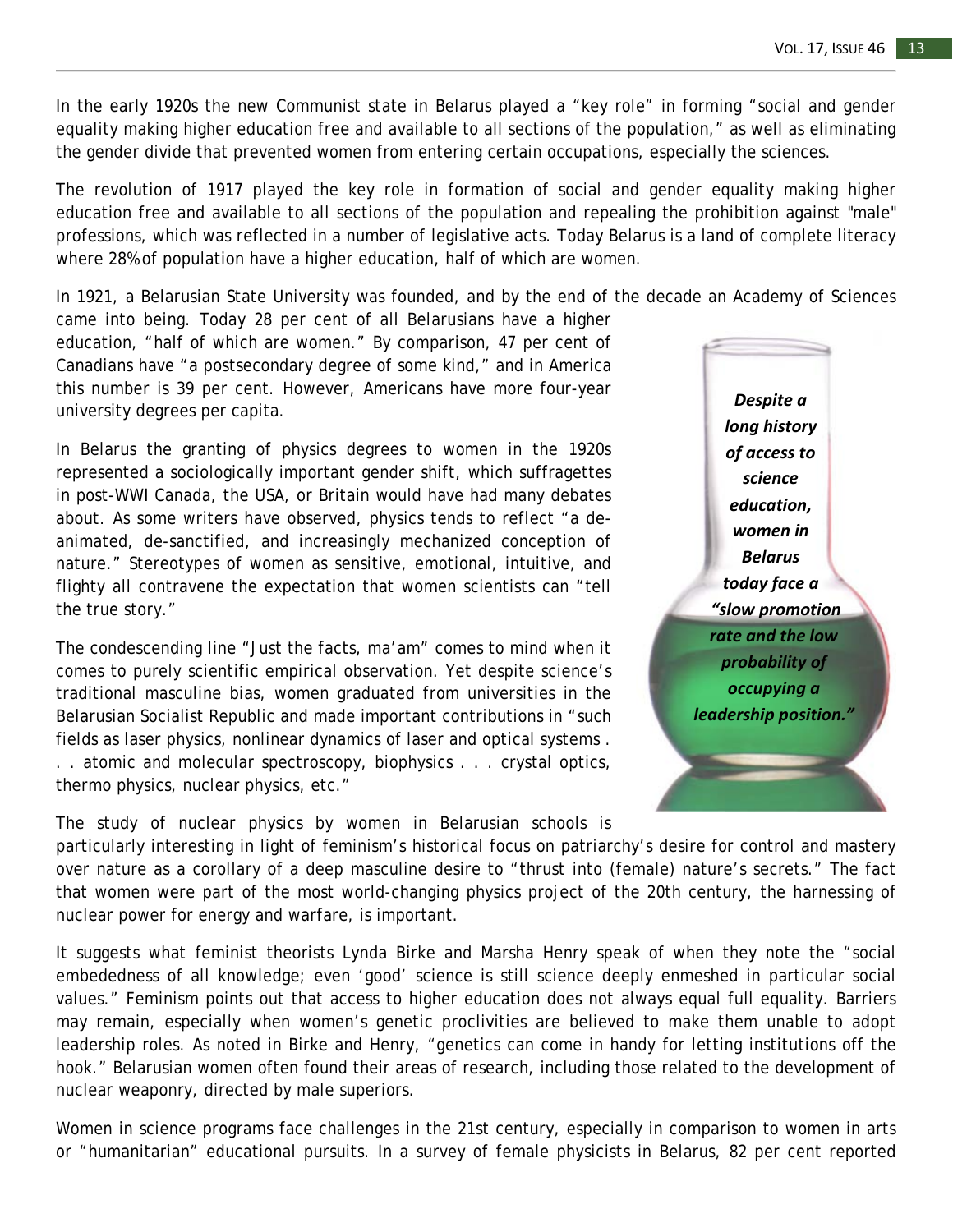In the early 1920s the new Communist state in Belarus played a "key role" in forming "social and gender equality making higher education free and available to all sections of the population," as well as eliminating the gender divide that prevented women from entering certain occupations, especially the sciences.

The revolution of 1917 played the key role in formation of social and gender equality making higher education free and available to all sections of the population and repealing the prohibition against "male" professions, which was reflected in a number of legislative acts. Today Belarus is a land of complete literacy where 28% of population have a higher education, half of which are women.

In 1921, a Belarusian State University was founded, and by the end of the decade an Academy of Sciences came into being. Today 28 per cent of all Belarusians have a higher education, "half of which are women." By comparison, 47 per cent of Canadians have "a postsecondary degree of some kind," and in America this number is 39 per cent. However, Americans have more four-year university degrees per capita.

In Belarus the granting of physics degrees to women in the 1920s represented a sociologically important gender shift, which suffragettes in post-WWI Canada, the USA, or Britain would have had many debates about. As some writers have observed, physics tends to reflect "a de-animated, de-sanctified, and increasingly mechanized conception of nature." Stereotypes of women as sensitive, emotional, intuitive, and flighty all contravene the expectation that women scientists can "tell the true story."

***Despite a long history of access to science education, women in Belarus today face a "slow promotion rate and the low probability of occupying a leadership position."***

The condescending line "Just the facts, ma'am" comes to mind when it comes to purely scientific empirical observation. Yet despite science's traditional masculine bias, women graduated from universities in the Belarusian Socialist Republic and made important contributions in "such fields as laser physics, nonlinear dynamics of laser and optical systems . . . atomic and molecular spectroscopy, biophysics . . . crystal optics, thermo physics, nuclear physics, etc."

The study of nuclear physics by women in Belarusian schools is particularly interesting in light of feminism's historical focus on patriarchy's desire for control and mastery over nature as a corollary of a deep masculine desire to "thrust into (female) nature's secrets." The fact that women were part of the most world-changing physics project of the 20th century, the harnessing of nuclear power for energy and warfare, is important.

It suggests what feminist theorists Lynda Birke and Marsha Henry speak of when they note the "social embededness of all knowledge; even 'good' science is still science deeply enmeshed in particular social values." Feminism points out that access to higher education does not always equal full equality. Barriers may remain, especially when women's genetic proclivities are believed to make them unable to adopt leadership roles. As noted in Birke and Henry, "genetics can come in handy for letting institutions off the hook." Belarusian women often found their areas of research, including those related to the development of nuclear weaponry, directed by male superiors.

Women in science programs face challenges in the 21st century, especially in comparison to women in arts or "humanitarian" educational pursuits. In a survey of female physicists in Belarus, 82 per cent reported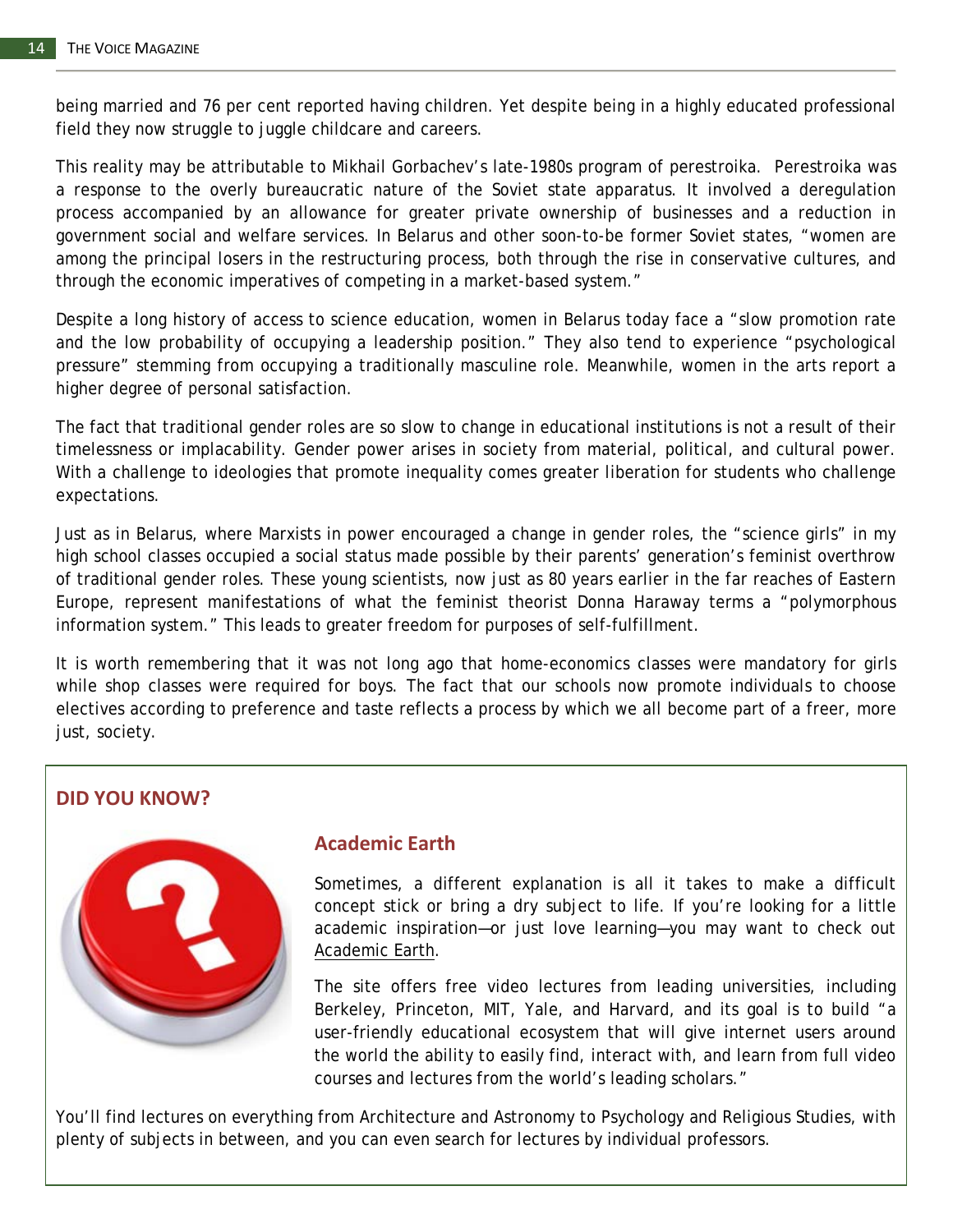being married and 76 per cent reported having children. Yet despite being in a highly educated professional field they now struggle to juggle childcare and careers.

This reality may be attributable to Mikhail Gorbachev's late-1980s program of perestroika. Perestroika was a response to the overly bureaucratic nature of the Soviet state apparatus. It involved a deregulation process accompanied by an allowance for greater private ownership of businesses and a reduction in government social and welfare services. In Belarus and other soon-to-be former Soviet states, "women are among the principal losers in the restructuring process, both through the rise in conservative cultures, and through the economic imperatives of competing in a market-based system."

Despite a long history of access to science education, women in Belarus today face a "slow promotion rate and the low probability of occupying a leadership position." They also tend to experience "psychological pressure" stemming from occupying a traditionally masculine role. Meanwhile, women in the arts report a higher degree of personal satisfaction.

The fact that traditional gender roles are so slow to change in educational institutions is not a result of their timelessness or implacability. Gender power arises in society from material, political, and cultural power. With a challenge to ideologies that promote inequality comes greater liberation for students who challenge expectations.

Just as in Belarus, where Marxists in power encouraged a change in gender roles, the "science girls" in my high school classes occupied a social status made possible by their parents' generation's feminist overthrow of traditional gender roles. These young scientists, now just as 80 years earlier in the far reaches of Eastern Europe, represent manifestations of what the feminist theorist Donna Haraway terms a "polymorphous information system." This leads to greater freedom for purposes of self-fulfillment.

It is worth remembering that it was not long ago that home-economics classes were mandatory for girls while shop classes were required for boys. The fact that our schools now promote individuals to choose electives according to preference and taste reflects a process by which we all become part of a freer, more just, society.

## DID YOU KNOW?

### Academic Earth

Sometimes, a different explanation is all it takes to make a difficult concept stick or bring a dry subject to life. If you're looking for a little academic inspiration—or just love learning—you may want to check out Academic Earth.

The site offers free video lectures from leading universities, including Berkeley, Princeton, MIT, Yale, and Harvard, and its goal is to build "a user-friendly educational ecosystem that will give internet users around the world the ability to easily find, interact with, and learn from full video courses and lectures from the world's leading scholars."

You'll find lectures on everything from Architecture and Astronomy to Psychology and Religious Studies, with plenty of subjects in between, and you can even search for lectures by individual professors.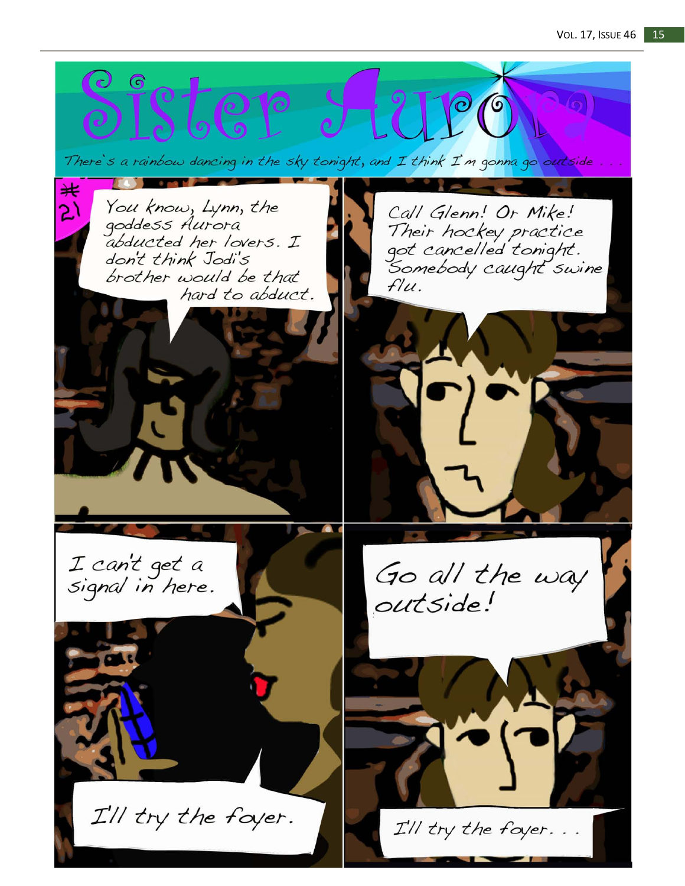# Sister Aurora

*There's a rainbow dancing in the sky tonight, and I think I'm gonna go outside . . .*

#21

You know, Lynn, the goddess Aurora abducted her lovers. I don't think Jodi's brother would be that hard to abduct.

Call Glenn! Or Mike! Their hockey practice got cancelled tonight. Somebody caught swine flu.

I can't get a signal in here.

I'll try the foyer.

Go all the way outside!

I'll try the foyer. . .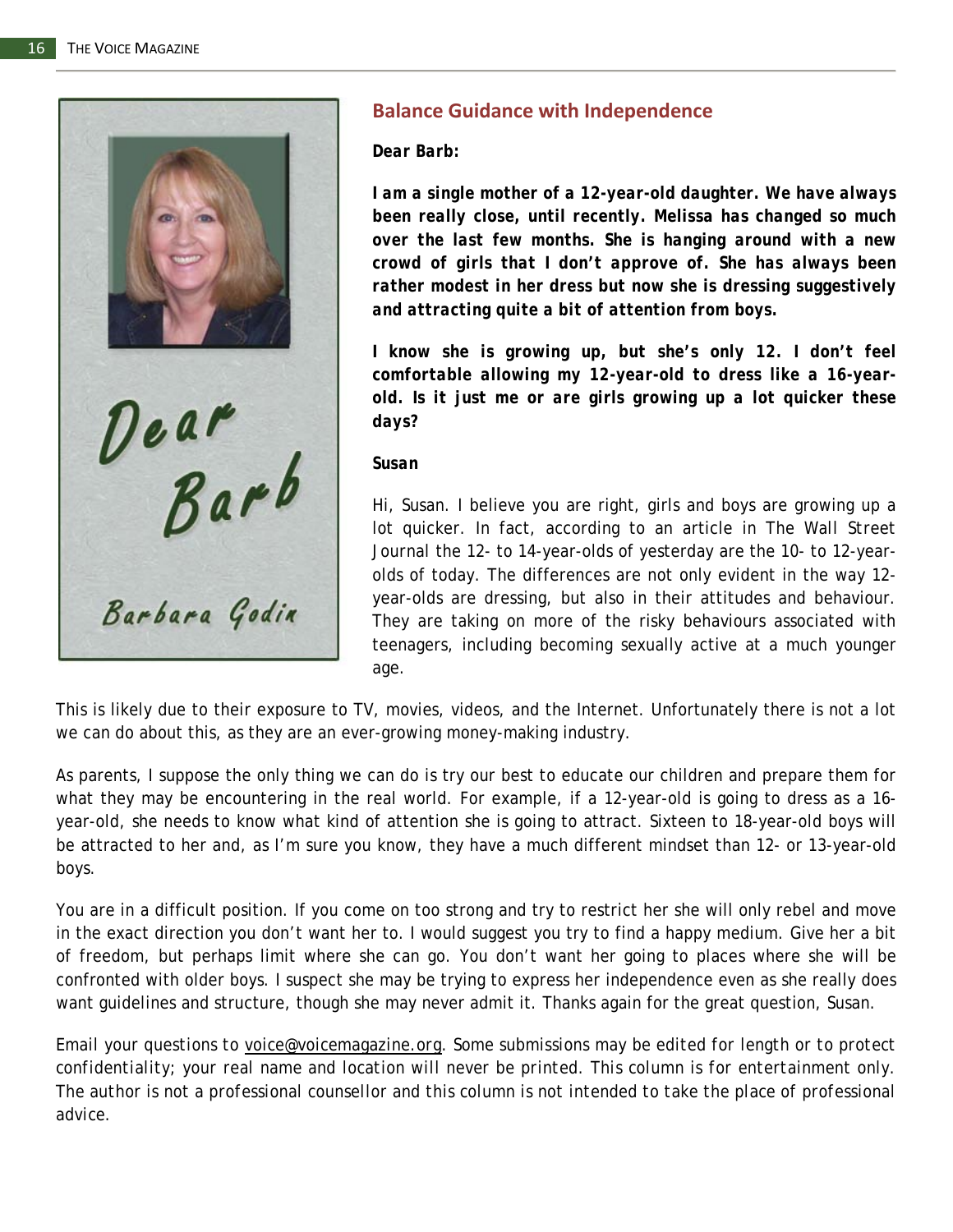## Balance Guidance with Independence

***Dear Barb:***

***I am a single mother of a 12-year-old daughter. We have always been really close, until recently. Melissa has changed so much over the last few months. She is hanging around with a new crowd of girls that I don't approve of. She has always been rather modest in her dress but now she is dressing suggestively and attracting quite a bit of attention from boys.***

***I know she is growing up, but she's only 12. I don't feel comfortable allowing my 12-year-old to dress like a 16-year-old. Is it just me or are girls growing up a lot quicker these days?***

***Susan***

Hi, Susan. I believe you are right, girls and boys are growing up a lot quicker. In fact, according to an article in The Wall Street Journal the 12- to 14-year-olds of yesterday are the 10- to 12-year-olds of today. The differences are not only evident in the way 12-year-olds are dressing, but also in their attitudes and behaviour. They are taking on more of the risky behaviours associated with teenagers, including becoming sexually active at a much younger age.

This is likely due to their exposure to TV, movies, videos, and the Internet. Unfortunately there is not a lot we can do about this, as they are an ever-growing money-making industry.

As parents, I suppose the only thing we can do is try our best to educate our children and prepare them for what they may be encountering in the real world. For example, if a 12-year-old is going to dress as a 16-year-old, she needs to know what kind of attention she is going to attract. Sixteen to 18-year-old boys will be attracted to her and, as I'm sure you know, they have a much different mindset than 12- or 13-year-old boys.

You are in a difficult position. If you come on too strong and try to restrict her she will only rebel and move in the exact direction you don't want her to. I would suggest you try to find a happy medium. Give her a bit of freedom, but perhaps limit where she can go. You don't want her going to places where she will be confronted with older boys. I suspect she may be trying to express her independence even as she really does want guidelines and structure, though she may never admit it. Thanks again for the great question, Susan.

*Email your questions to voice@voicemagazine.org. Some submissions may be edited for length or to protect confidentiality; your real name and location will never be printed. This column is for entertainment only. The author is not a professional counsellor and this column is not intended to take the place of professional advice.*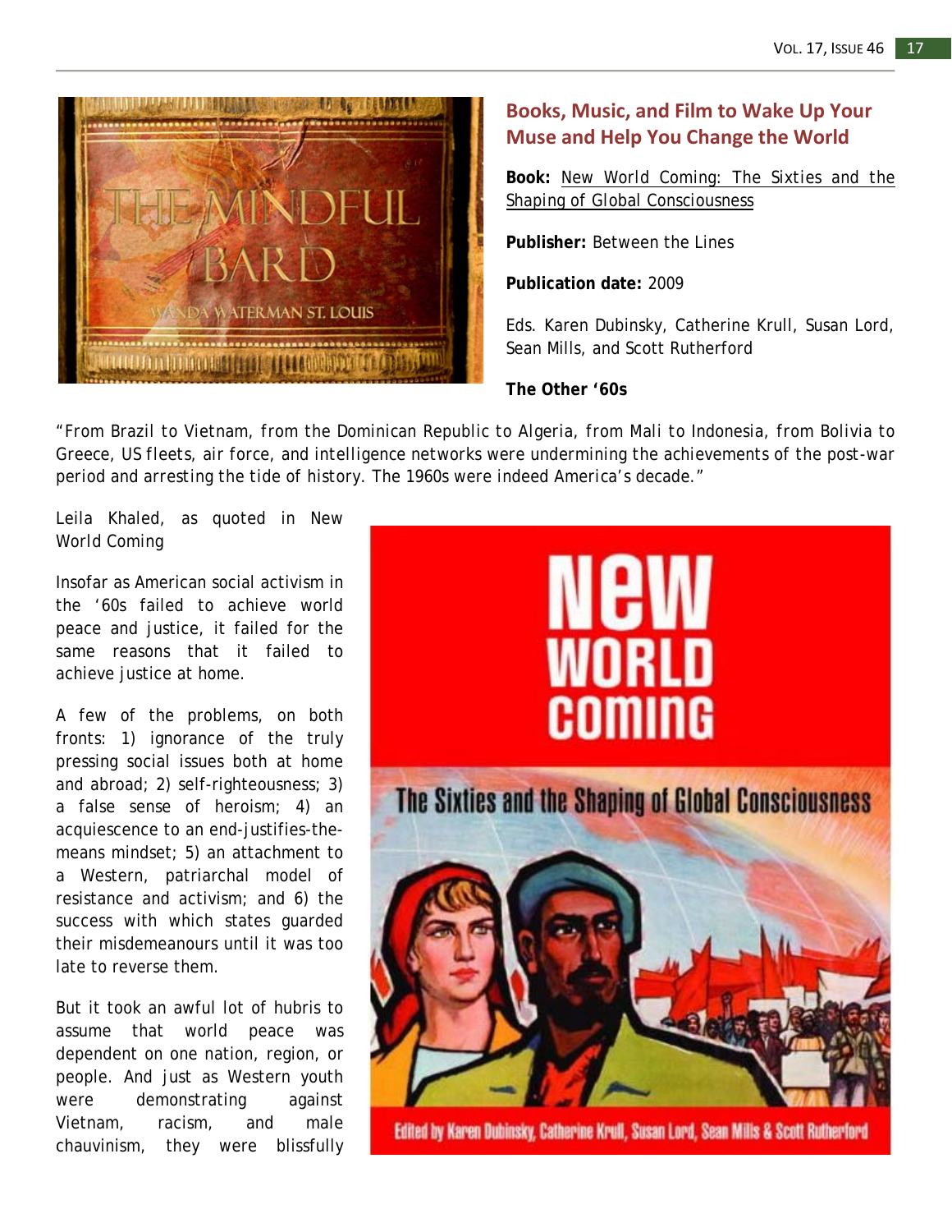## Books, Music, and Film to Wake Up Your Muse and Help You Change the World

**Book:** New World Coming: The Sixties and the Shaping of Global Consciousness

**Publisher:** Between the Lines

**Publication date:** 2009

Eds. Karen Dubinsky, Catherine Krull, Susan Lord, Sean Mills, and Scott Rutherford

**The Other '60s**

"From Brazil to Vietnam, from the Dominican Republic to Algeria, from Mali to Indonesia, from Bolivia to Greece, US fleets, air force, and intelligence networks were undermining the achievements of the post-war period and arresting the tide of history. The 1960s were indeed America's decade."

Leila Khaled, as quoted in New World Coming

Insofar as American social activism in the '60s failed to achieve world peace and justice, it failed for the same reasons that it failed to achieve justice at home.

A few of the problems, on both fronts: 1) ignorance of the truly pressing social issues both at home and abroad; 2) self-righteousness; 3) a false sense of heroism; 4) an acquiescence to an end-justifies-the-means mindset; 5) an attachment to a Western, patriarchal model of resistance and activism; and 6) the success with which states guarded their misdemeanours until it was too late to reverse them.

But it took an awful lot of hubris to assume that world peace was dependent on one nation, region, or people. And just as Western youth were demonstrating against Vietnam, racism, and male chauvinism, they were blissfully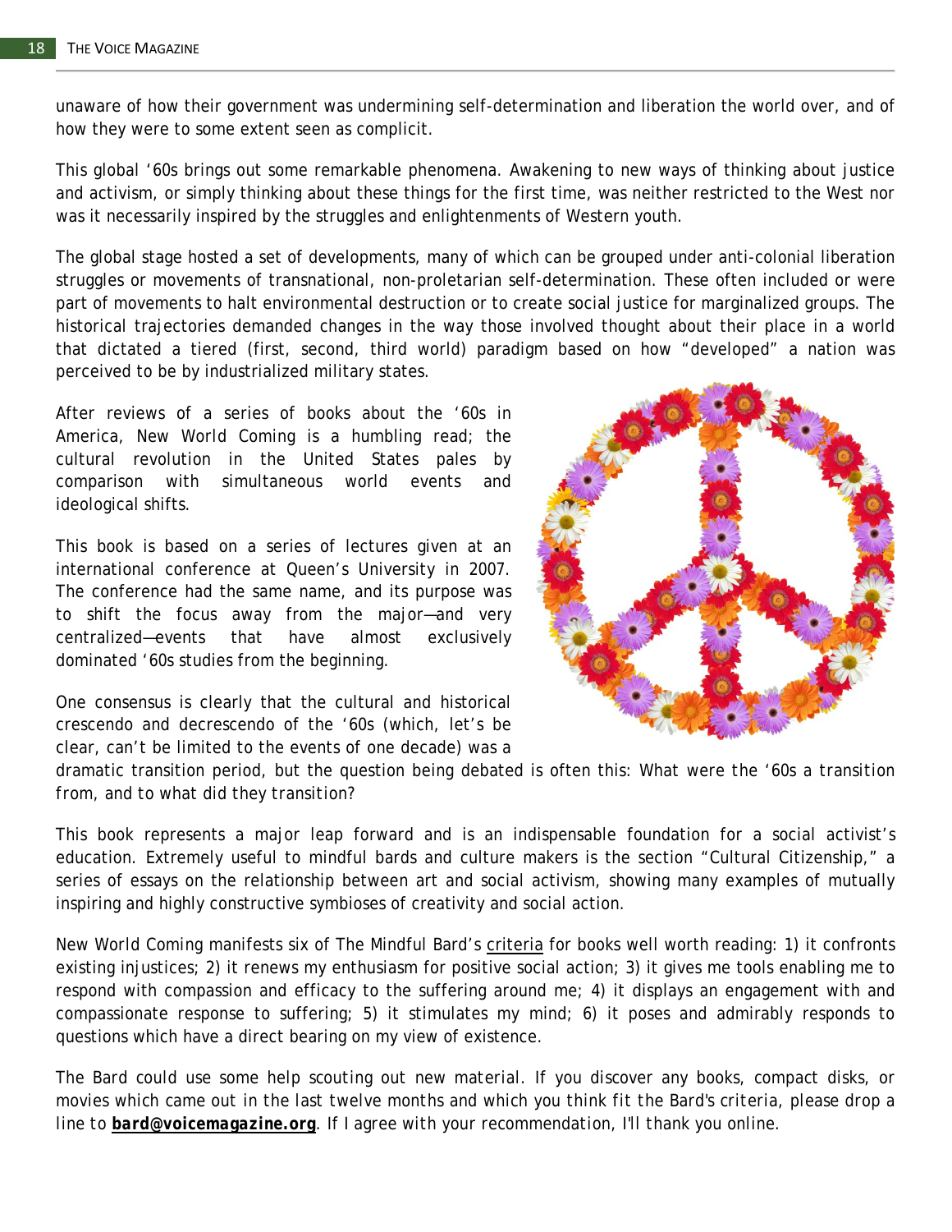unaware of how their government was undermining self-determination and liberation the world over, and of how they were to some extent seen as complicit.

This global '60s brings out some remarkable phenomena. Awakening to new ways of thinking about justice and activism, or simply thinking about these things for the first time, was neither restricted to the West nor was it necessarily inspired by the struggles and enlightenments of Western youth.

The global stage hosted a set of developments, many of which can be grouped under anti-colonial liberation struggles or movements of transnational, non-proletarian self-determination. These often included or were part of movements to halt environmental destruction or to create social justice for marginalized groups. The historical trajectories demanded changes in the way those involved thought about their place in a world that dictated a tiered (first, second, third world) paradigm based on how "developed" a nation was perceived to be by industrialized military states.

After reviews of a series of books about the '60s in America, New World Coming is a humbling read; the cultural revolution in the United States pales by comparison with simultaneous world events and ideological shifts.

This book is based on a series of lectures given at an international conference at Queen's University in 2007. The conference had the same name, and its purpose was to shift the focus away from the major—and very centralized—events that have almost exclusively dominated '60s studies from the beginning.

One consensus is clearly that the cultural and historical crescendo and decrescendo of the '60s (which, let's be clear, can't be limited to the events of one decade) was a dramatic transition period, but the question being debated is often this: What were the '60s a transition from, and to what did they transition?

This book represents a major leap forward and is an indispensable foundation for a social activist's education. Extremely useful to mindful bards and culture makers is the section "Cultural Citizenship," a series of essays on the relationship between art and social activism, showing many examples of mutually inspiring and highly constructive symbioses of creativity and social action.

New World Coming manifests six of The Mindful Bard's criteria for books well worth reading: 1) it confronts existing injustices; 2) it renews my enthusiasm for positive social action; 3) it gives me tools enabling me to respond with compassion and efficacy to the suffering around me; 4) it displays an engagement with and compassionate response to suffering; 5) it stimulates my mind; 6) it poses and admirably responds to questions which have a direct bearing on my view of existence.

The Bard could use some help scouting out new material. If you discover any books, compact disks, or movies which came out in the last twelve months and which you think fit the Bard's criteria, please drop a line to **bard@voicemagazine.org**. If I agree with your recommendation, I'll thank you online.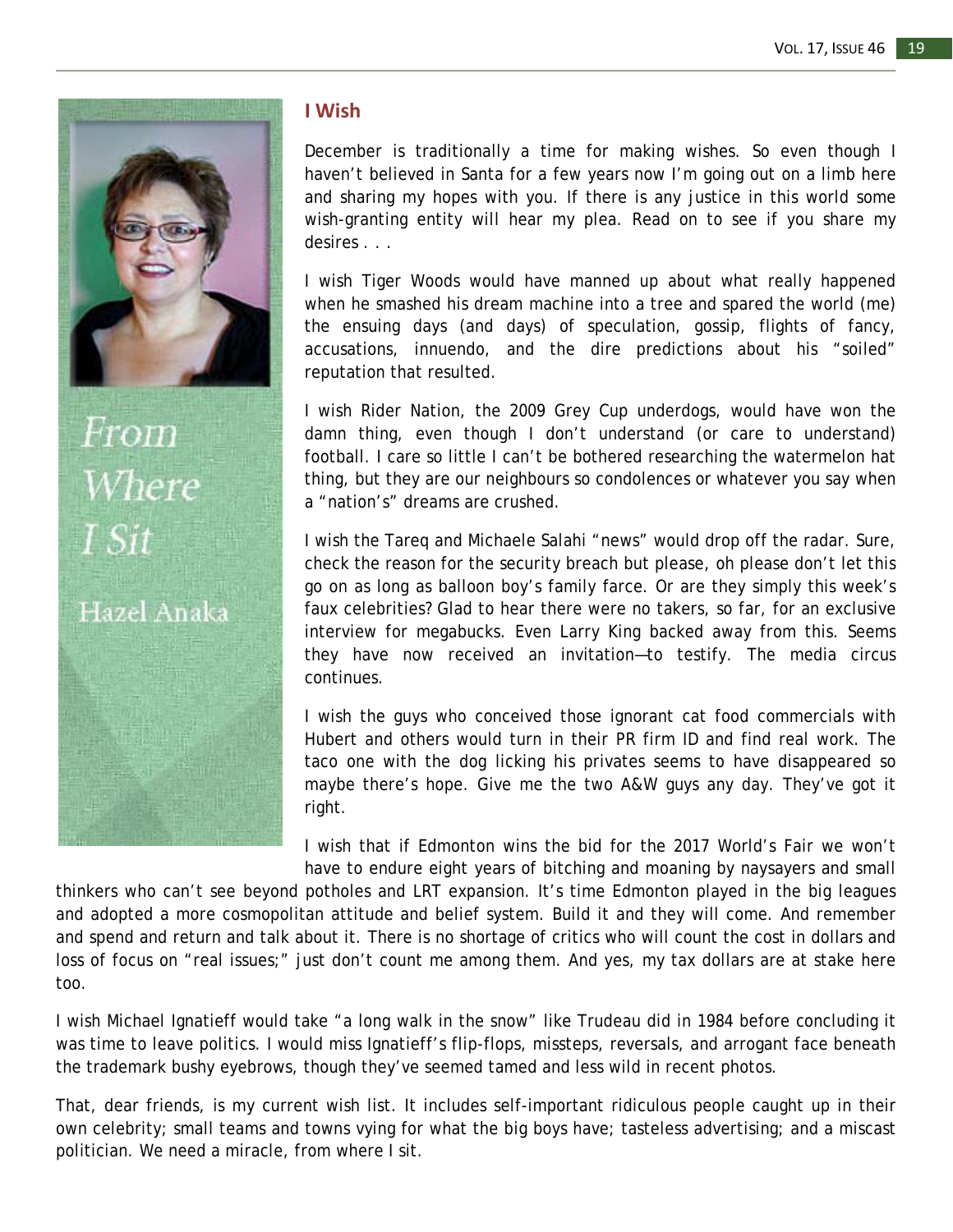From Where I Sit

Hazel Anaka

## I Wish

December is traditionally a time for making wishes. So even though I haven't believed in Santa for a few years now I'm going out on a limb here and sharing my hopes with you. If there is any justice in this world some wish-granting entity will hear my plea. Read on to see if you share my desires . . .

I wish Tiger Woods would have manned up about what really happened when he smashed his dream machine into a tree and spared the world (me) the ensuing days (and days) of speculation, gossip, flights of fancy, accusations, innuendo, and the dire predictions about his "soiled" reputation that resulted.

I wish Rider Nation, the 2009 Grey Cup underdogs, would have won the damn thing, even though I don't understand (or care to understand) football. I care so little I can't be bothered researching the watermelon hat thing, but they are our neighbours so condolences or whatever you say when a "nation's" dreams are crushed.

I wish the Tareq and Michaele Salahi "news" would drop off the radar. Sure, check the reason for the security breach but please, oh please don't let this go on as long as balloon boy's family farce. Or are they simply this week's faux celebrities? Glad to hear there were no takers, so far, for an exclusive interview for megabucks. Even Larry King backed away from this. Seems they have now received an invitation—to testify. The media circus continues.

I wish the guys who conceived those ignorant cat food commercials with Hubert and others would turn in their PR firm ID and find real work. The taco one with the dog licking his privates seems to have disappeared so maybe there's hope. Give me the two A&W guys any day. They've got it right.

I wish that if Edmonton wins the bid for the 2017 World's Fair we won't have to endure eight years of bitching and moaning by naysayers and small thinkers who can't see beyond potholes and LRT expansion. It's time Edmonton played in the big leagues and adopted a more cosmopolitan attitude and belief system. Build it and they will come. And remember and spend and return and talk about it. There is no shortage of critics who will count the cost in dollars and loss of focus on "real issues;" just don't count me among them. And yes, my tax dollars are at stake here too.

I wish Michael Ignatieff would take "a long walk in the snow" like Trudeau did in 1984 before concluding it was time to leave politics. I would miss Ignatieff's flip-flops, missteps, reversals, and arrogant face beneath the trademark bushy eyebrows, though they've seemed tamed and less wild in recent photos.

That, dear friends, is my current wish list. It includes self-important ridiculous people caught up in their own celebrity; small teams and towns vying for what the big boys have; tasteless advertising; and a miscast politician. We need a miracle, from where I sit.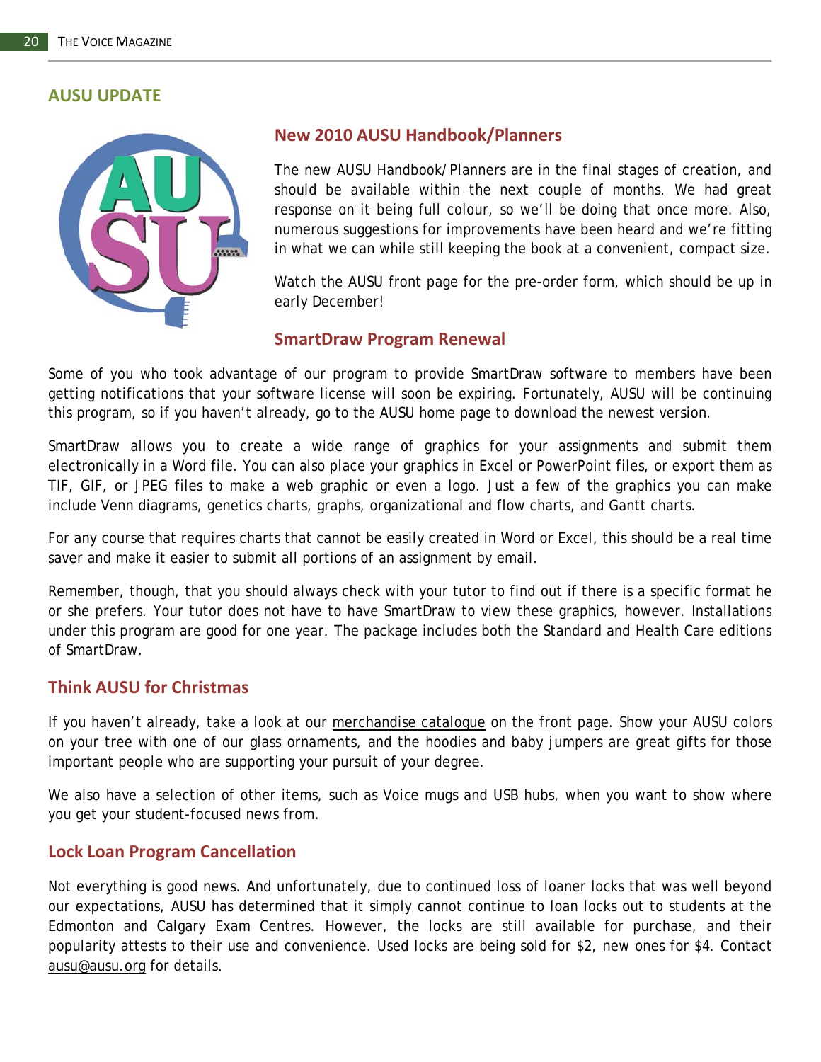## AUSU UPDATE

### New 2010 AUSU Handbook/Planners

The new AUSU Handbook/Planners are in the final stages of creation, and should be available within the next couple of months. We had great response on it being full colour, so we'll be doing that once more. Also, numerous suggestions for improvements have been heard and we're fitting in what we can while still keeping the book at a convenient, compact size.

Watch the AUSU front page for the pre-order form, which should be up in early December!

### SmartDraw Program Renewal

Some of you who took advantage of our program to provide SmartDraw software to members have been getting notifications that your software license will soon be expiring. Fortunately, AUSU will be continuing this program, so if you haven't already, go to the AUSU home page to download the newest version.

SmartDraw allows you to create a wide range of graphics for your assignments and submit them electronically in a Word file. You can also place your graphics in Excel or PowerPoint files, or export them as TIF, GIF, or JPEG files to make a web graphic or even a logo. Just a few of the graphics you can make include Venn diagrams, genetics charts, graphs, organizational and flow charts, and Gantt charts.

For any course that requires charts that cannot be easily created in Word or Excel, this should be a real time saver and make it easier to submit all portions of an assignment by email.

Remember, though, that you should always check with your tutor to find out if there is a specific format he or she prefers. Your tutor does not have to have SmartDraw to view these graphics, however. Installations under this program are good for one year. The package includes both the Standard and Health Care editions of SmartDraw.

### Think AUSU for Christmas

If you haven't already, take a look at our merchandise catalogue on the front page. Show your AUSU colors on your tree with one of our glass ornaments, and the hoodies and baby jumpers are great gifts for those important people who are supporting your pursuit of your degree.

We also have a selection of other items, such as Voice mugs and USB hubs, when you want to show where you get your student-focused news from.

### Lock Loan Program Cancellation

Not everything is good news. And unfortunately, due to continued loss of loaner locks that was well beyond our expectations, AUSU has determined that it simply cannot continue to loan locks out to students at the Edmonton and Calgary Exam Centres. However, the locks are still available for purchase, and their popularity attests to their use and convenience. Used locks are being sold for $2, new ones for $4. Contact ausu@ausu.org for details.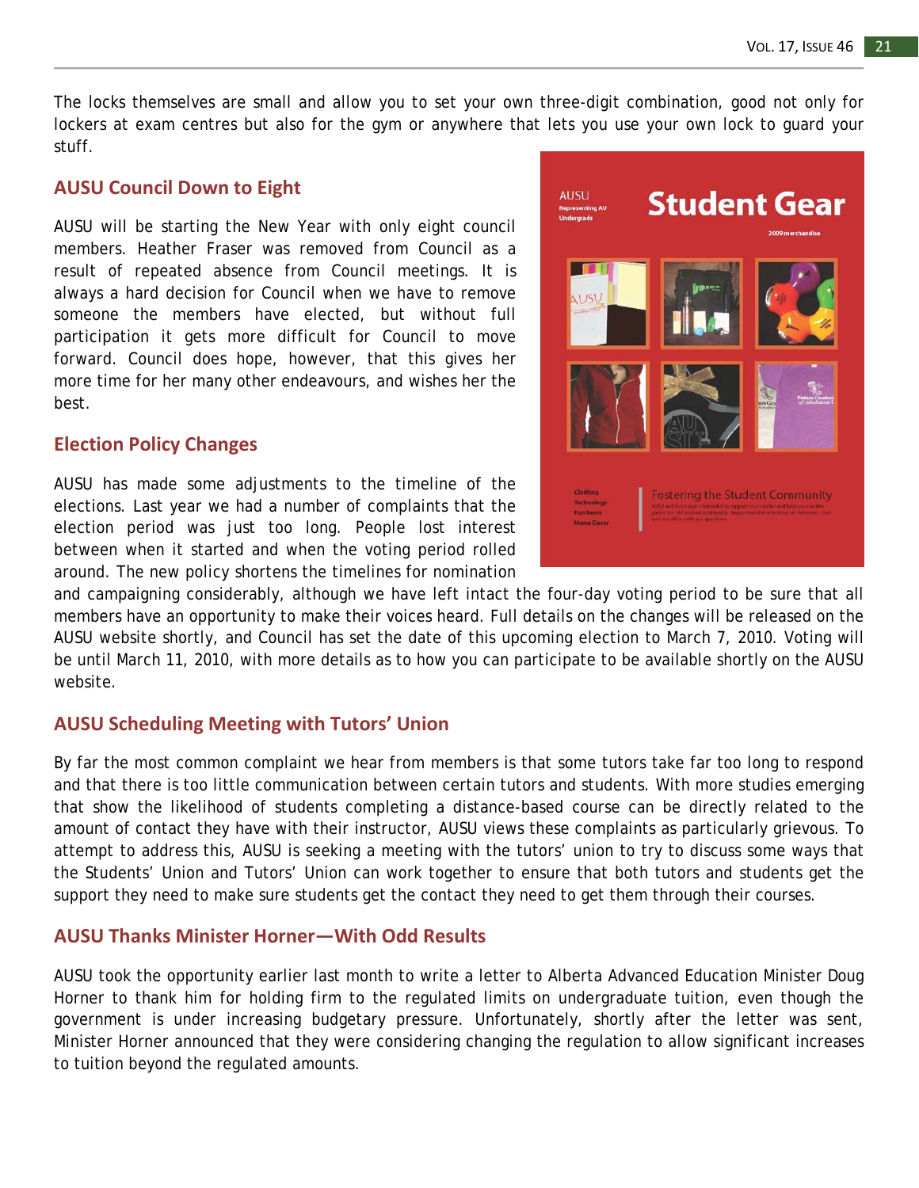The locks themselves are small and allow you to set your own three-digit combination, good not only for lockers at exam centres but also for the gym or anywhere that lets you use your own lock to guard your stuff.

## AUSU Council Down to Eight

AUSU will be starting the New Year with only eight council members. Heather Fraser was removed from Council as a result of repeated absence from Council meetings. It is always a hard decision for Council when we have to remove someone the members have elected, but without full participation it gets more difficult for Council to move forward. Council does hope, however, that this gives her more time for her many other endeavours, and wishes her the best.

## Election Policy Changes

AUSU has made some adjustments to the timeline of the elections. Last year we had a number of complaints that the election period was just too long. People lost interest between when it started and when the voting period rolled around. The new policy shortens the timelines for nomination and campaigning considerably, although we have left intact the four-day voting period to be sure that all members have an opportunity to make their voices heard. Full details on the changes will be released on the AUSU website shortly, and Council has set the date of this upcoming election to March 7, 2010. Voting will be until March 11, 2010, with more details as to how you can participate to be available shortly on the AUSU website.

## AUSU Scheduling Meeting with Tutors' Union

By far the most common complaint we hear from members is that some tutors take far too long to respond and that there is too little communication between certain tutors and students. With more studies emerging that show the likelihood of students completing a distance-based course can be directly related to the amount of contact they have with their instructor, AUSU views these complaints as particularly grievous. To attempt to address this, AUSU is seeking a meeting with the tutors' union to try to discuss some ways that the Students' Union and Tutors' Union can work together to ensure that both tutors and students get the support they need to make sure students get the contact they need to get them through their courses.

## AUSU Thanks Minister Horner—With Odd Results

AUSU took the opportunity earlier last month to write a letter to Alberta Advanced Education Minister Doug Horner to thank him for holding firm to the regulated limits on undergraduate tuition, even though the government is under increasing budgetary pressure. Unfortunately, shortly after the letter was sent, Minister Horner announced that they were considering changing the regulation to allow significant increases to tuition beyond the regulated amounts.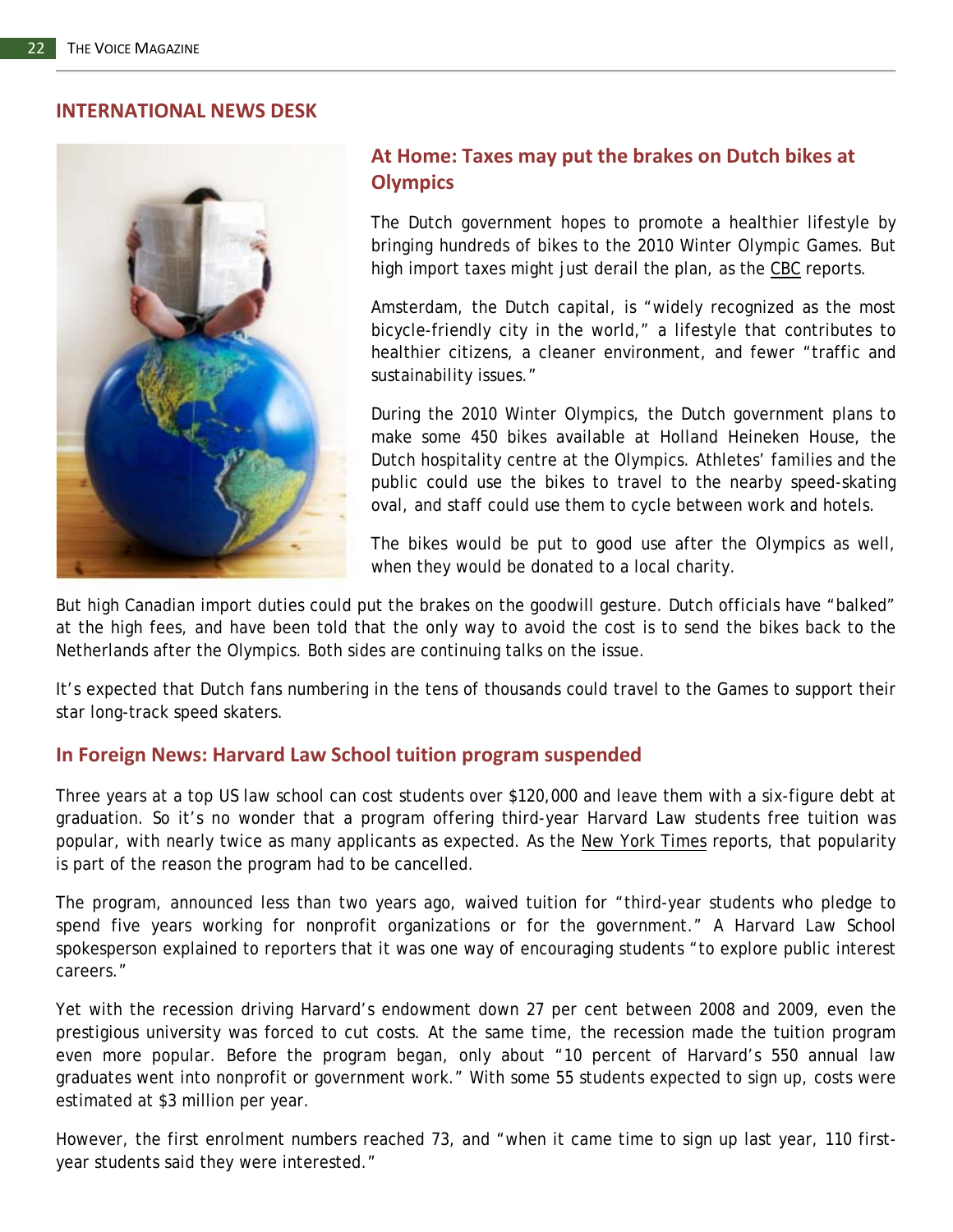## INTERNATIONAL NEWS DESK

### At Home: Taxes may put the brakes on Dutch bikes at Olympics

The Dutch government hopes to promote a healthier lifestyle by bringing hundreds of bikes to the 2010 Winter Olympic Games. But high import taxes might just derail the plan, as the CBC reports.

Amsterdam, the Dutch capital, is "widely recognized as the most bicycle-friendly city in the world," a lifestyle that contributes to healthier citizens, a cleaner environment, and fewer "traffic and sustainability issues."

During the 2010 Winter Olympics, the Dutch government plans to make some 450 bikes available at Holland Heineken House, the Dutch hospitality centre at the Olympics. Athletes' families and the public could use the bikes to travel to the nearby speed-skating oval, and staff could use them to cycle between work and hotels.

The bikes would be put to good use after the Olympics as well, when they would be donated to a local charity.

But high Canadian import duties could put the brakes on the goodwill gesture. Dutch officials have "balked" at the high fees, and have been told that the only way to avoid the cost is to send the bikes back to the Netherlands after the Olympics. Both sides are continuing talks on the issue.

It's expected that Dutch fans numbering in the tens of thousands could travel to the Games to support their star long-track speed skaters.

### In Foreign News: Harvard Law School tuition program suspended

Three years at a top US law school can cost students over $120,000 and leave them with a six-figure debt at graduation. So it's no wonder that a program offering third-year Harvard Law students free tuition was popular, with nearly twice as many applicants as expected. As the New York Times reports, that popularity is part of the reason the program had to be cancelled.

The program, announced less than two years ago, waived tuition for "third-year students who pledge to spend five years working for nonprofit organizations or for the government." A Harvard Law School spokesperson explained to reporters that it was one way of encouraging students "to explore public interest careers."

Yet with the recession driving Harvard's endowment down 27 per cent between 2008 and 2009, even the prestigious university was forced to cut costs. At the same time, the recession made the tuition program even more popular. Before the program began, only about "10 percent of Harvard's 550 annual law graduates went into nonprofit or government work." With some 55 students expected to sign up, costs were estimated at $3 million per year.

However, the first enrolment numbers reached 73, and "when it came time to sign up last year, 110 first-year students said they were interested."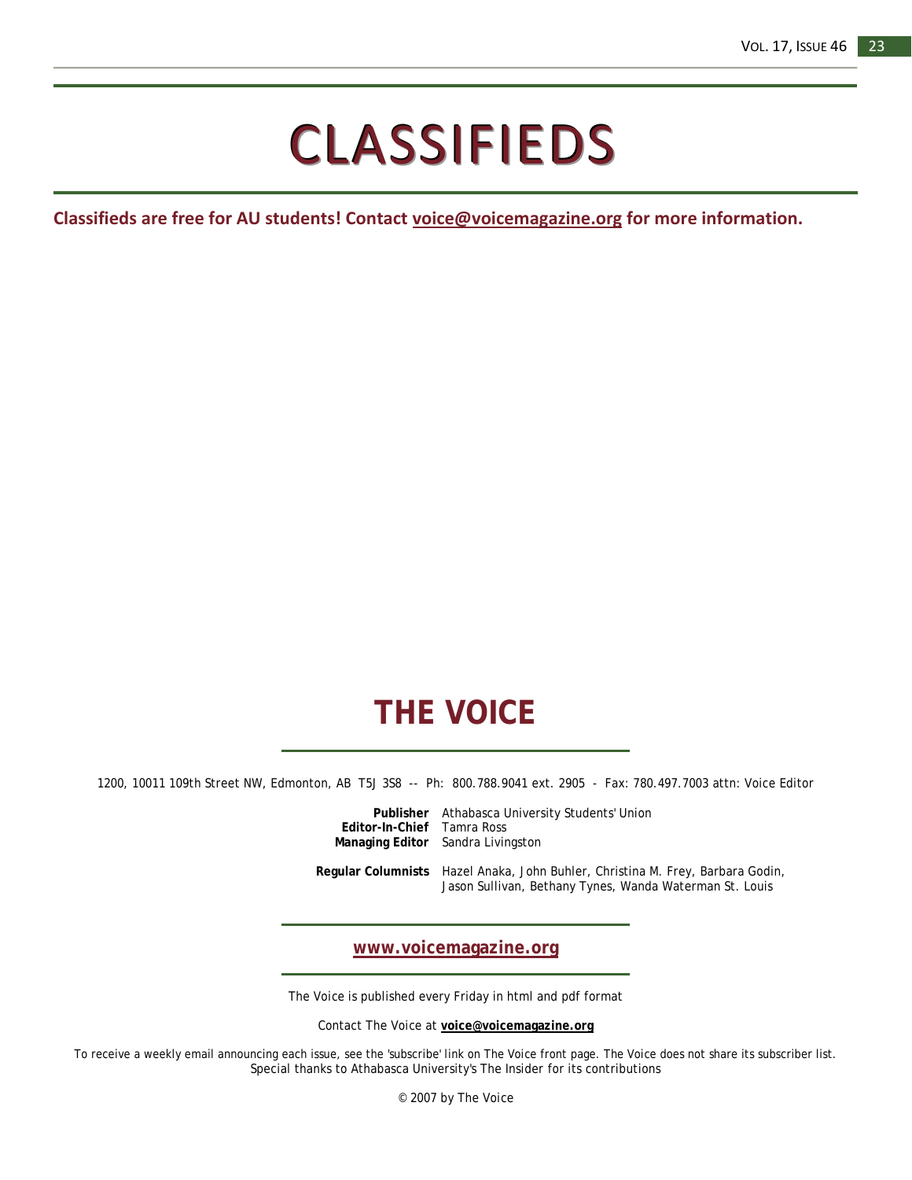# CLASSIFIEDS

**Classifieds are free for AU students! Contact voice@voicemagazine.org for more information.**

## THE VOICE

1200, 10011 109th Street NW, Edmonton, AB T5J 3S8 -- Ph: 800.788.9041 ext. 2905 - Fax: 780.497.7003 attn: Voice Editor

**Publisher** Athabasca University Students' Union
**Editor-In-Chief** Tamra Ross
**Managing Editor** Sandra Livingston

**Regular Columnists** Hazel Anaka, John Buhler, Christina M. Frey, Barbara Godin, Jason Sullivan, Bethany Tynes, Wanda Waterman St. Louis

**www.voicemagazine.org**

The Voice is published every Friday in html and pdf format

Contact The Voice at **voice@voicemagazine.org**

To receive a weekly email announcing each issue, see the 'subscribe' link on The Voice front page. The Voice does not share its subscriber list.
Special thanks to Athabasca University's The Insider for its contributions

© 2007 by The Voice